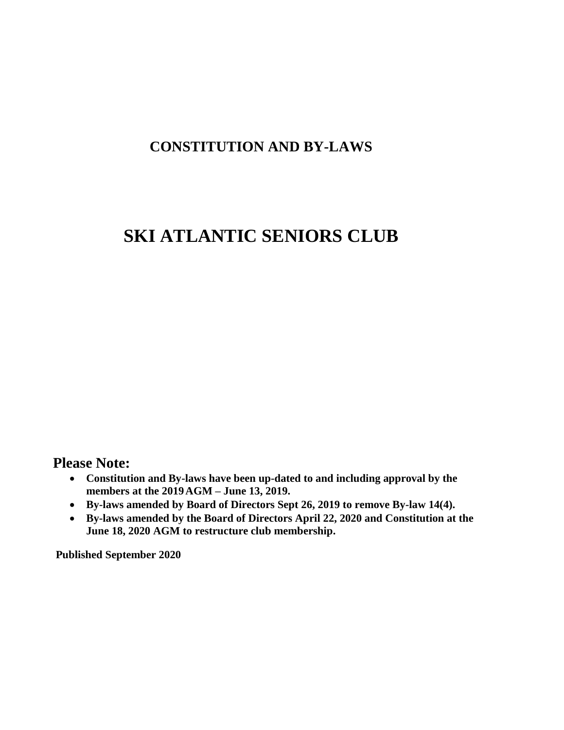# CONSTITUTION AND BY-LAWS

# SKI ATLANTIC SENIORS CLUB

## Please Note:

- **Constitution and By-laws have been up-dated to and including approval by the members at the 2019 AGM – June 13, 2019.**
- **By-laws amended by Board of Directors Sept 26, 2019 to remove By-law 14(4).**
- **By-laws amended by the Board of Directors April 22, 2020 and Constitution at the June 18, 2020 AGM to restructure club membership.**

**Published September 2020**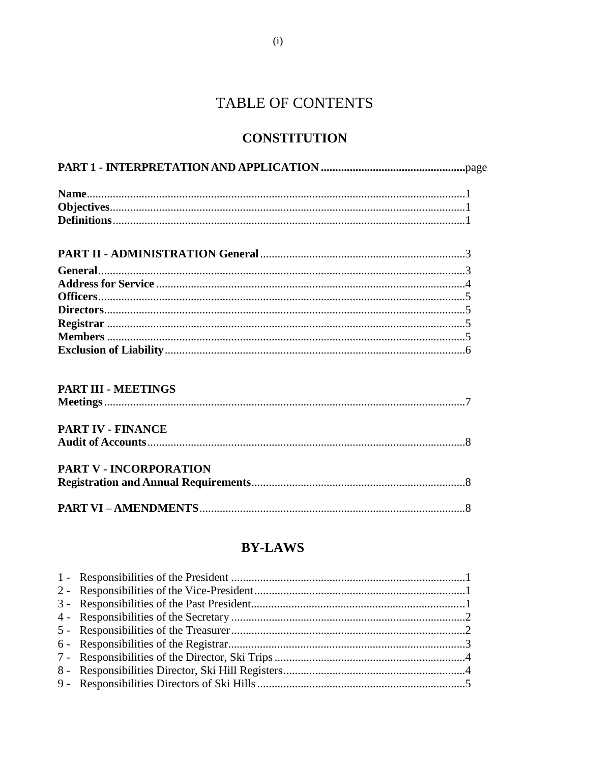# TABLE OF CONTENTS

## CONSTITUTION

**PART 1 - INTERPRETATION AND APPLICATION** .......... page

**Name** .......... 1
**Objectives** .......... 1
**Definitions** .......... 1

**PART II - ADMINISTRATION General** .......... 3

**General** .......... 3
**Address for Service** .......... 4
**Officers** .......... 5
**Directors** .......... 5
**Registrar** .......... 5
**Members** .......... 5
**Exclusion of Liability** .......... 6

**PART III - MEETINGS**
**Meetings** .......... 7

**PART IV - FINANCE**
**Audit of Accounts** .......... 8

**PART V - INCORPORATION**
**Registration and Annual Requirements** .......... 8

**PART VI – AMENDMENTS** .......... 8

## BY-LAWS

1 - Responsibilities of the President .......... 1
2 - Responsibilities of the Vice-President .......... 1
3 - Responsibilities of the Past President .......... 1
4 - Responsibilities of the Secretary .......... 2
5 - Responsibilities of the Treasurer .......... 2
6 - Responsibilities of the Registrar .......... 3
7 - Responsibilities of the Director, Ski Trips .......... 4
8 - Responsibilities Director, Ski Hill Registers .......... 4
9 - Responsibilities Directors of Ski Hills .......... 5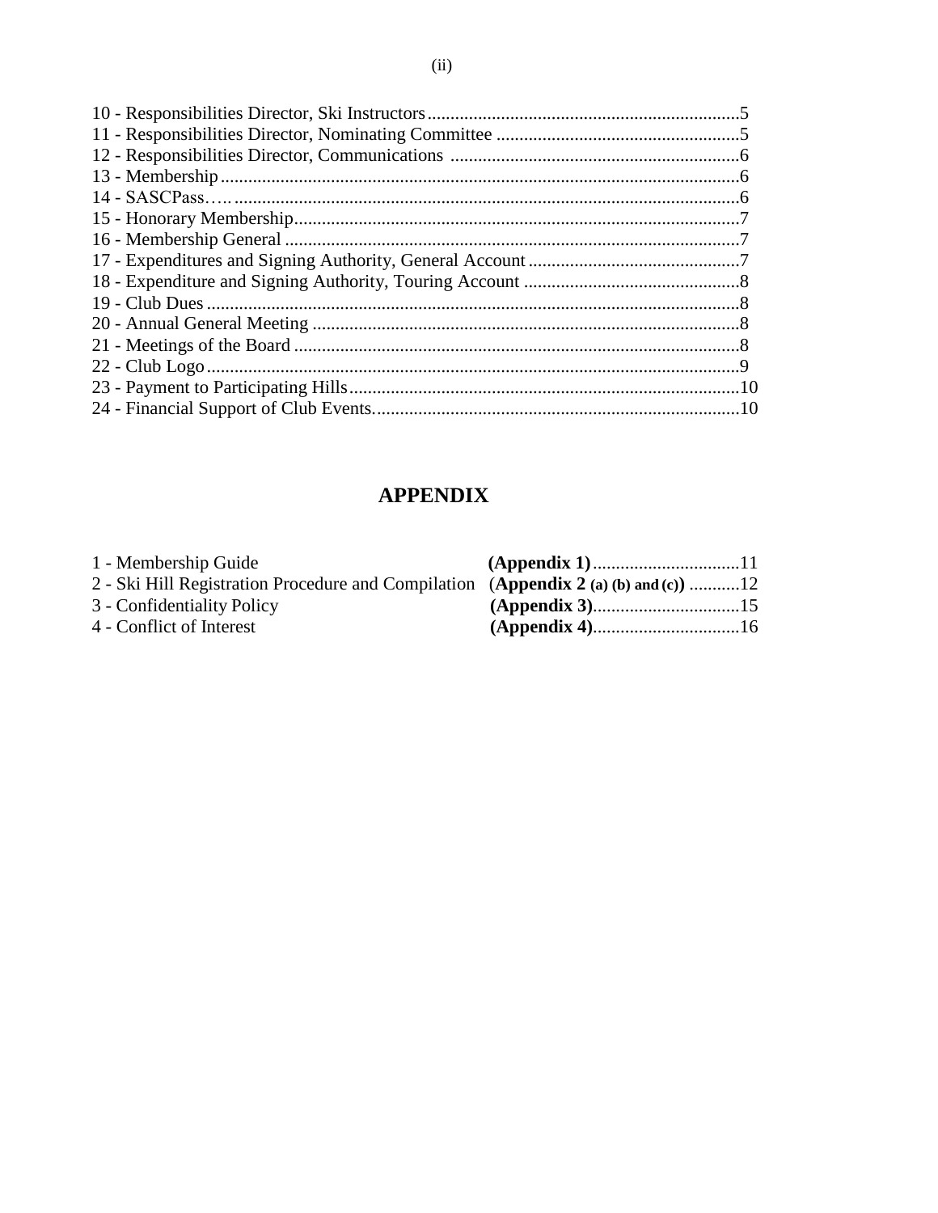10 - Responsibilities Director, Ski Instructors....................................................................5
11 - Responsibilities Director, Nominating Committee .....................................................5
12 - Responsibilities Director, Communications ..............................................................6
13 - Membership.................................................................................................................6
14 - SASCPass….. .............................................................................................................6
15 - Honorary Membership.................................................................................................7
16 - Membership General ...................................................................................................7
17 - Expenditures and Signing Authority, General Account ..............................................7
18 - Expenditure and Signing Authority, Touring Account ...............................................8
19 - Club Dues ....................................................................................................................8
20 - Annual General Meeting .............................................................................................8
21 - Meetings of the Board .................................................................................................8
22 - Club Logo ....................................................................................................................9
23 - Payment to Participating Hills.....................................................................................10
24 - Financial Support of Club Events................................................................................10

## APPENDIX

1 - Membership Guide **(Appendix 1)**................................11
2 - Ski Hill Registration Procedure and Compilation (**Appendix 2 (a) (b) and (c)**) ...........12
3 - Confidentiality Policy **(Appendix 3)**................................15
4 - Conflict of Interest **(Appendix 4)**................................16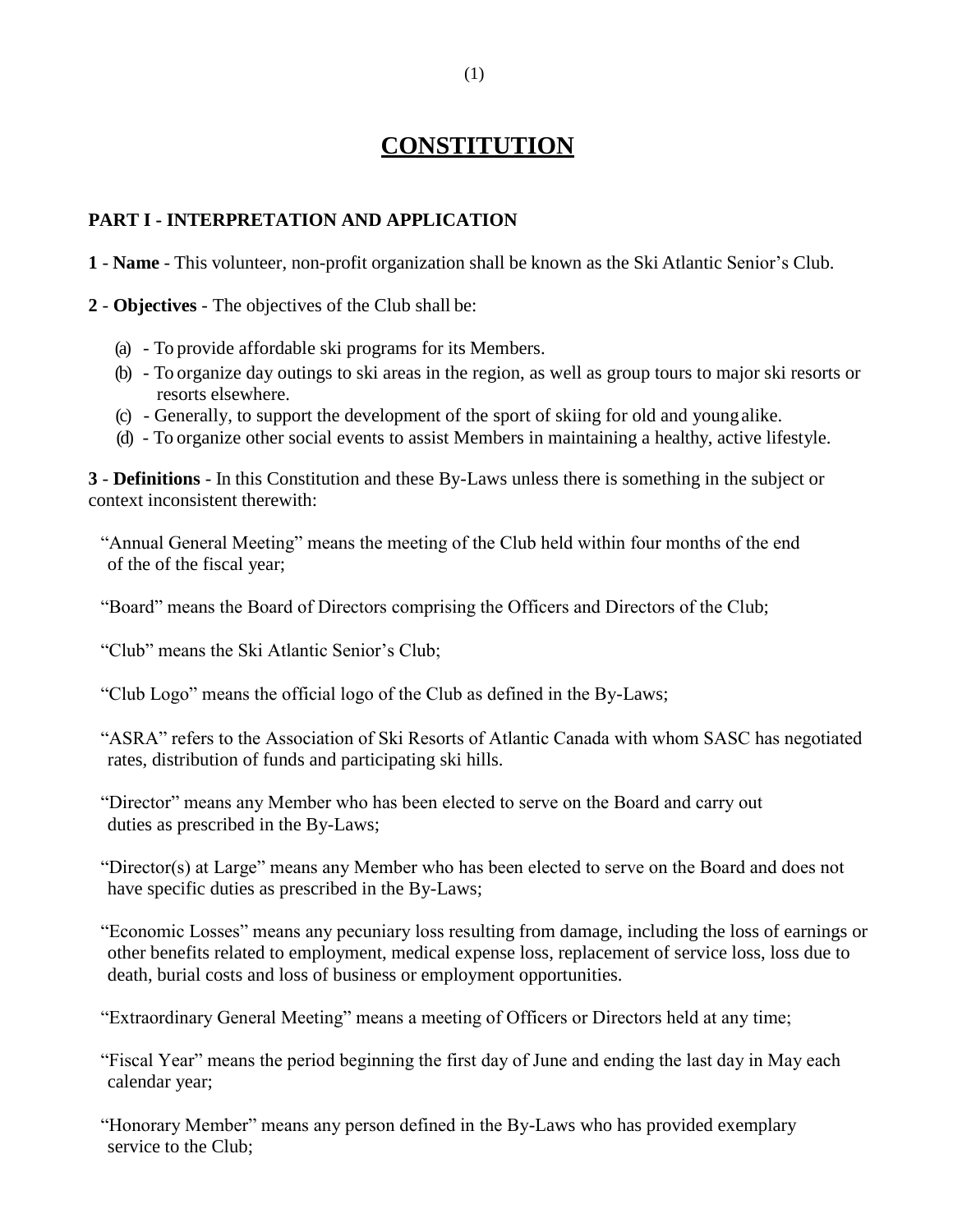# CONSTITUTION

## PART I - INTERPRETATION AND APPLICATION

**1** - **Name** - This volunteer, non-profit organization shall be known as the Ski Atlantic Senior's Club.

**2** - **Objectives** - The objectives of the Club shall be:

- (a) - To provide affordable ski programs for its Members.
- (b) - To organize day outings to ski areas in the region, as well as group tours to major ski resorts or resorts elsewhere.
- (c) - Generally, to support the development of the sport of skiing for old and young alike.
- (d) - To organize other social events to assist Members in maintaining a healthy, active lifestyle.

**3** - **Definitions** - In this Constitution and these By-Laws unless there is something in the subject or context inconsistent therewith:

"Annual General Meeting" means the meeting of the Club held within four months of the end of the of the fiscal year;

"Board" means the Board of Directors comprising the Officers and Directors of the Club;

"Club" means the Ski Atlantic Senior's Club;

"Club Logo" means the official logo of the Club as defined in the By-Laws;

"ASRA" refers to the Association of Ski Resorts of Atlantic Canada with whom SASC has negotiated rates, distribution of funds and participating ski hills.

"Director" means any Member who has been elected to serve on the Board and carry out duties as prescribed in the By-Laws;

"Director(s) at Large" means any Member who has been elected to serve on the Board and does not have specific duties as prescribed in the By-Laws;

"Economic Losses" means any pecuniary loss resulting from damage, including the loss of earnings or other benefits related to employment, medical expense loss, replacement of service loss, loss due to death, burial costs and loss of business or employment opportunities.

"Extraordinary General Meeting" means a meeting of Officers or Directors held at any time;

"Fiscal Year" means the period beginning the first day of June and ending the last day in May each calendar year;

"Honorary Member" means any person defined in the By-Laws who has provided exemplary service to the Club;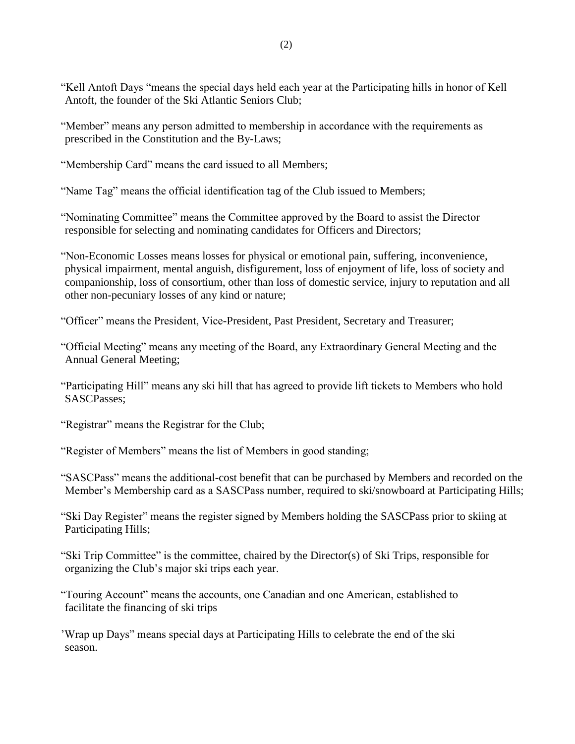"Kell Antoft Days "means the special days held each year at the Participating hills in honor of Kell Antoft, the founder of the Ski Atlantic Seniors Club;

"Member" means any person admitted to membership in accordance with the requirements as prescribed in the Constitution and the By-Laws;

"Membership Card" means the card issued to all Members;

"Name Tag" means the official identification tag of the Club issued to Members;

"Nominating Committee" means the Committee approved by the Board to assist the Director responsible for selecting and nominating candidates for Officers and Directors;

"Non-Economic Losses means losses for physical or emotional pain, suffering, inconvenience, physical impairment, mental anguish, disfigurement, loss of enjoyment of life, loss of society and companionship, loss of consortium, other than loss of domestic service, injury to reputation and all other non-pecuniary losses of any kind or nature;

"Officer" means the President, Vice-President, Past President, Secretary and Treasurer;

"Official Meeting" means any meeting of the Board, any Extraordinary General Meeting and the Annual General Meeting;

"Participating Hill" means any ski hill that has agreed to provide lift tickets to Members who hold SASCPasses;

"Registrar" means the Registrar for the Club;

"Register of Members" means the list of Members in good standing;

"SASCPass" means the additional-cost benefit that can be purchased by Members and recorded on the Member's Membership card as a SASCPass number, required to ski/snowboard at Participating Hills;

"Ski Day Register" means the register signed by Members holding the SASCPass prior to skiing at Participating Hills;

"Ski Trip Committee" is the committee, chaired by the Director(s) of Ski Trips, responsible for organizing the Club's major ski trips each year.

"Touring Account" means the accounts, one Canadian and one American, established to facilitate the financing of ski trips

'Wrap up Days" means special days at Participating Hills to celebrate the end of the ski season.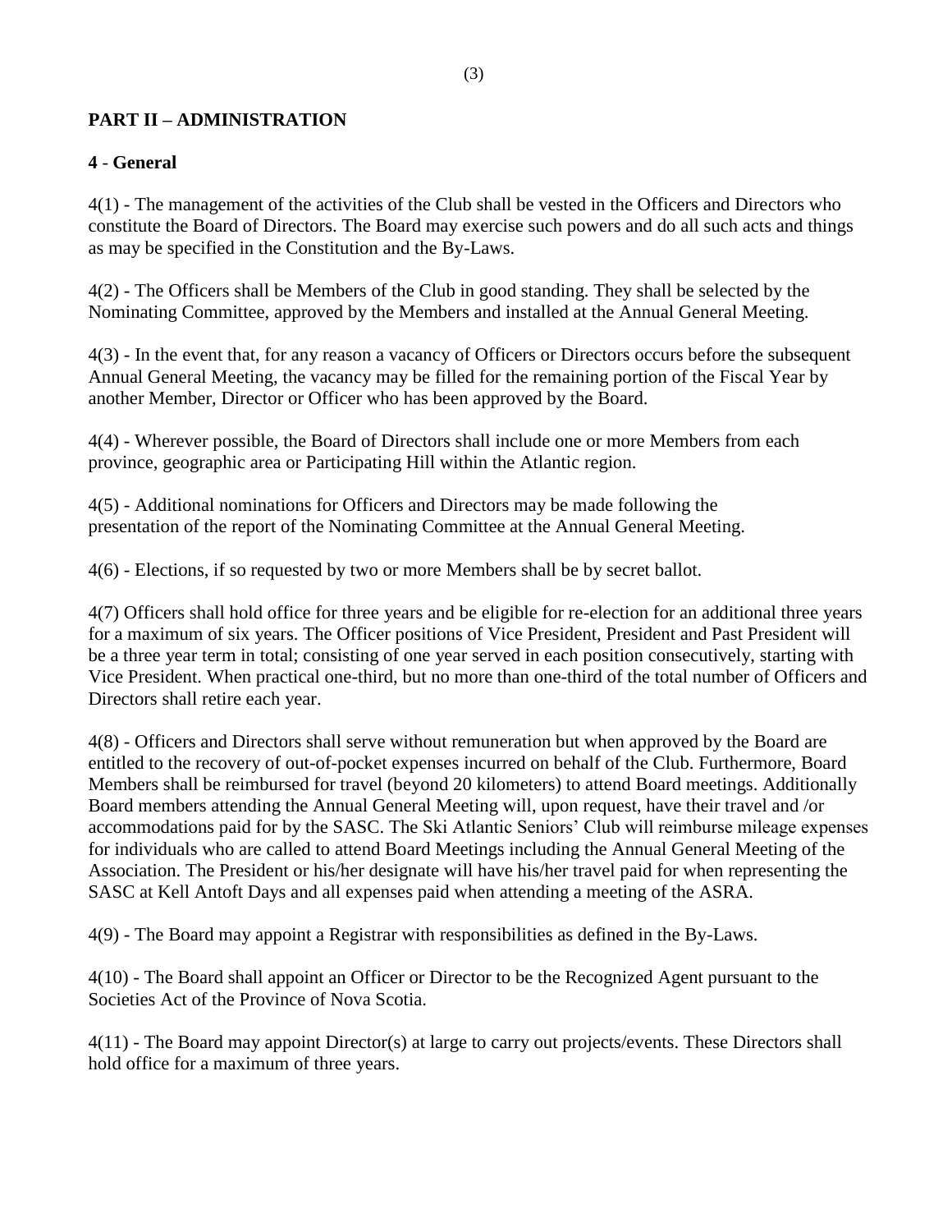## PART II – ADMINISTRATION

### 4 - General

4(1) - The management of the activities of the Club shall be vested in the Officers and Directors who constitute the Board of Directors. The Board may exercise such powers and do all such acts and things as may be specified in the Constitution and the By-Laws.

4(2) - The Officers shall be Members of the Club in good standing. They shall be selected by the Nominating Committee, approved by the Members and installed at the Annual General Meeting.

4(3) - In the event that, for any reason a vacancy of Officers or Directors occurs before the subsequent Annual General Meeting, the vacancy may be filled for the remaining portion of the Fiscal Year by another Member, Director or Officer who has been approved by the Board.

4(4) - Wherever possible, the Board of Directors shall include one or more Members from each province, geographic area or Participating Hill within the Atlantic region.

4(5) - Additional nominations for Officers and Directors may be made following the presentation of the report of the Nominating Committee at the Annual General Meeting.

4(6) - Elections, if so requested by two or more Members shall be by secret ballot.

4(7) Officers shall hold office for three years and be eligible for re-election for an additional three years for a maximum of six years. The Officer positions of Vice President, President and Past President will be a three year term in total; consisting of one year served in each position consecutively, starting with Vice President. When practical one-third, but no more than one-third of the total number of Officers and Directors shall retire each year.

4(8) - Officers and Directors shall serve without remuneration but when approved by the Board are entitled to the recovery of out-of-pocket expenses incurred on behalf of the Club. Furthermore, Board Members shall be reimbursed for travel (beyond 20 kilometers) to attend Board meetings. Additionally Board members attending the Annual General Meeting will, upon request, have their travel and /or accommodations paid for by the SASC. The Ski Atlantic Seniors' Club will reimburse mileage expenses for individuals who are called to attend Board Meetings including the Annual General Meeting of the Association. The President or his/her designate will have his/her travel paid for when representing the SASC at Kell Antoft Days and all expenses paid when attending a meeting of the ASRA.

4(9) - The Board may appoint a Registrar with responsibilities as defined in the By-Laws.

4(10) - The Board shall appoint an Officer or Director to be the Recognized Agent pursuant to the Societies Act of the Province of Nova Scotia.

4(11) - The Board may appoint Director(s) at large to carry out projects/events. These Directors shall hold office for a maximum of three years.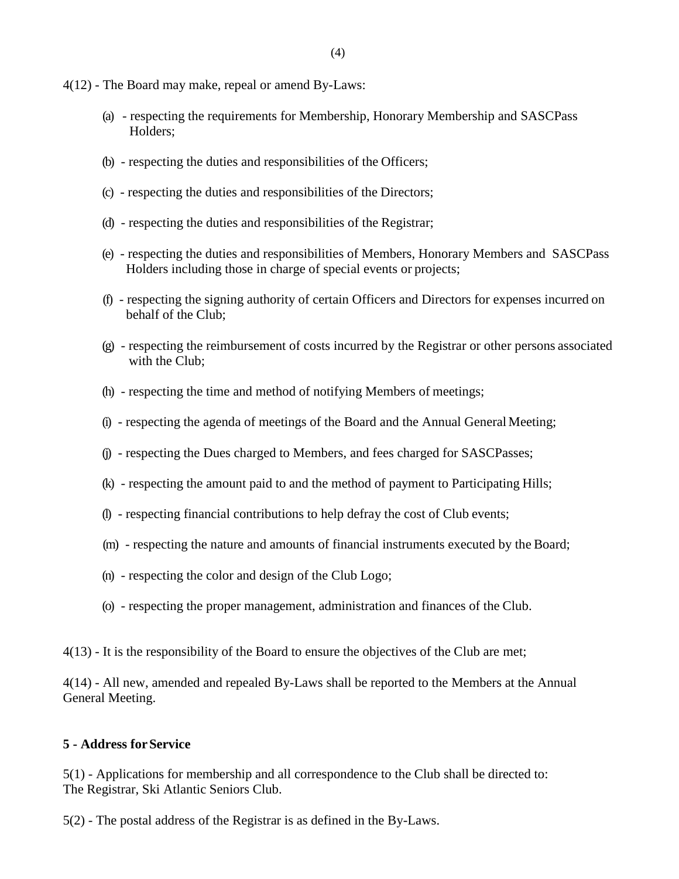4(12) - The Board may make, repeal or amend By-Laws:

(a) - respecting the requirements for Membership, Honorary Membership and SASCPass Holders;

(b) - respecting the duties and responsibilities of the Officers;

(c) - respecting the duties and responsibilities of the Directors;

(d) - respecting the duties and responsibilities of the Registrar;

(e) - respecting the duties and responsibilities of Members, Honorary Members and SASCPass Holders including those in charge of special events or projects;

(f) - respecting the signing authority of certain Officers and Directors for expenses incurred on behalf of the Club;

(g) - respecting the reimbursement of costs incurred by the Registrar or other persons associated with the Club;

(h) - respecting the time and method of notifying Members of meetings;

(i) - respecting the agenda of meetings of the Board and the Annual General Meeting;

(j) - respecting the Dues charged to Members, and fees charged for SASCPasses;

(k) - respecting the amount paid to and the method of payment to Participating Hills;

(l) - respecting financial contributions to help defray the cost of Club events;

(m) - respecting the nature and amounts of financial instruments executed by the Board;

(n) - respecting the color and design of the Club Logo;

(o) - respecting the proper management, administration and finances of the Club.

4(13) - It is the responsibility of the Board to ensure the objectives of the Club are met;

4(14) - All new, amended and repealed By-Laws shall be reported to the Members at the Annual General Meeting.

**5 - Address for Service**

5(1) - Applications for membership and all correspondence to the Club shall be directed to:
The Registrar, Ski Atlantic Seniors Club.

5(2) - The postal address of the Registrar is as defined in the By-Laws.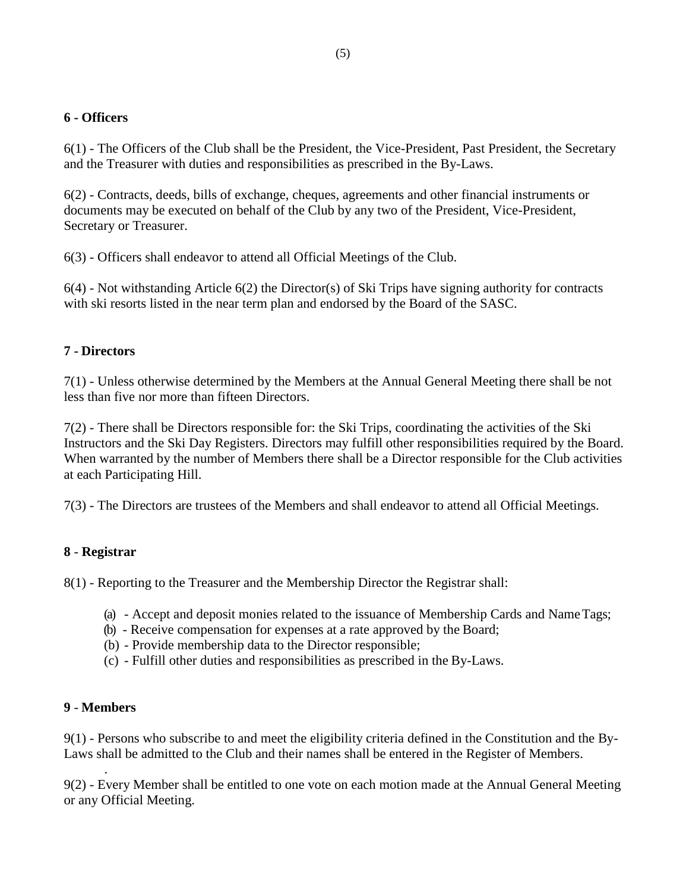## 6 - Officers

6(1) - The Officers of the Club shall be the President, the Vice-President, Past President, the Secretary and the Treasurer with duties and responsibilities as prescribed in the By-Laws.

6(2) - Contracts, deeds, bills of exchange, cheques, agreements and other financial instruments or documents may be executed on behalf of the Club by any two of the President, Vice-President, Secretary or Treasurer.

6(3) - Officers shall endeavor to attend all Official Meetings of the Club.

6(4) - Not withstanding Article 6(2) the Director(s) of Ski Trips have signing authority for contracts with ski resorts listed in the near term plan and endorsed by the Board of the SASC.

## 7 - Directors

7(1) - Unless otherwise determined by the Members at the Annual General Meeting there shall be not less than five nor more than fifteen Directors.

7(2) - There shall be Directors responsible for: the Ski Trips, coordinating the activities of the Ski Instructors and the Ski Day Registers. Directors may fulfill other responsibilities required by the Board. When warranted by the number of Members there shall be a Director responsible for the Club activities at each Participating Hill.

7(3) - The Directors are trustees of the Members and shall endeavor to attend all Official Meetings.

## 8 - Registrar

8(1) - Reporting to the Treasurer and the Membership Director the Registrar shall:

- (a) - Accept and deposit monies related to the issuance of Membership Cards and Name Tags;
- (b) - Receive compensation for expenses at a rate approved by the Board;
- (b) - Provide membership data to the Director responsible;
- (c) - Fulfill other duties and responsibilities as prescribed in the By-Laws.

## 9 - Members

9(1) - Persons who subscribe to and meet the eligibility criteria defined in the Constitution and the By-Laws shall be admitted to the Club and their names shall be entered in the Register of Members.

9(2) - Every Member shall be entitled to one vote on each motion made at the Annual General Meeting or any Official Meeting.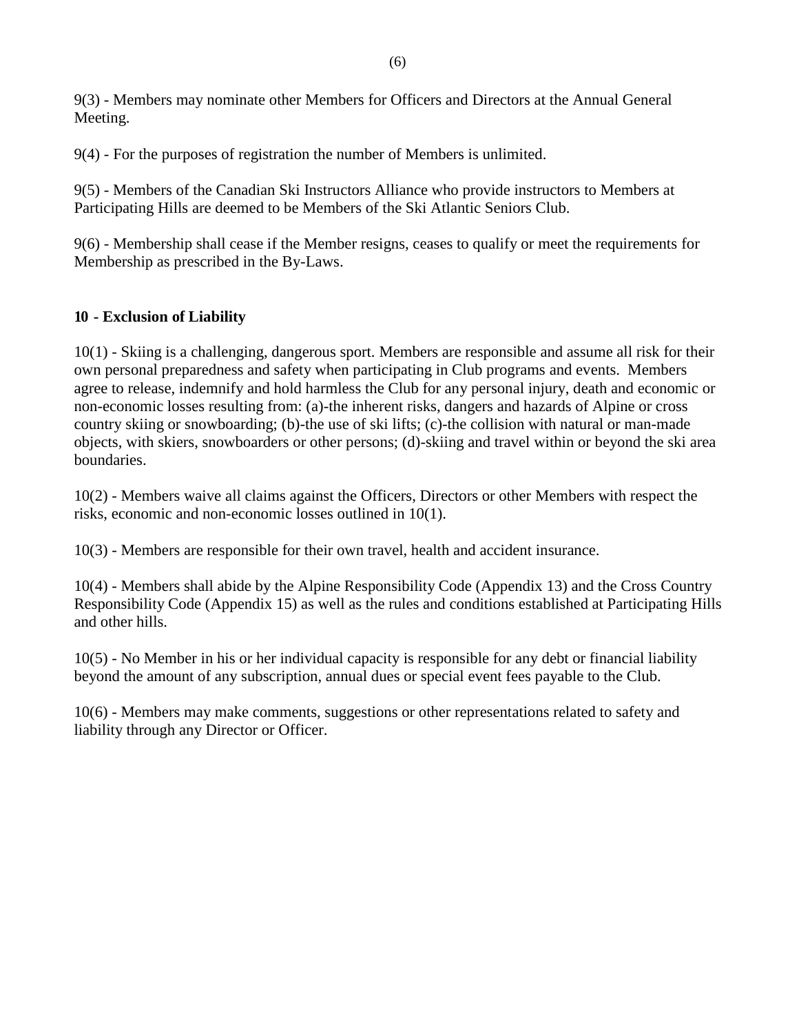9(3) - Members may nominate other Members for Officers and Directors at the Annual General Meeting.

9(4) - For the purposes of registration the number of Members is unlimited.

9(5) - Members of the Canadian Ski Instructors Alliance who provide instructors to Members at Participating Hills are deemed to be Members of the Ski Atlantic Seniors Club.

9(6) - Membership shall cease if the Member resigns, ceases to qualify or meet the requirements for Membership as prescribed in the By-Laws.

## 10 - Exclusion of Liability

10(1) - Skiing is a challenging, dangerous sport. Members are responsible and assume all risk for their own personal preparedness and safety when participating in Club programs and events. Members agree to release, indemnify and hold harmless the Club for any personal injury, death and economic or non-economic losses resulting from: (a)-the inherent risks, dangers and hazards of Alpine or cross country skiing or snowboarding; (b)-the use of ski lifts; (c)-the collision with natural or man-made objects, with skiers, snowboarders or other persons; (d)-skiing and travel within or beyond the ski area boundaries.

10(2) - Members waive all claims against the Officers, Directors or other Members with respect the risks, economic and non-economic losses outlined in 10(1).

10(3) - Members are responsible for their own travel, health and accident insurance.

10(4) - Members shall abide by the Alpine Responsibility Code (Appendix 13) and the Cross Country Responsibility Code (Appendix 15) as well as the rules and conditions established at Participating Hills and other hills.

10(5) - No Member in his or her individual capacity is responsible for any debt or financial liability beyond the amount of any subscription, annual dues or special event fees payable to the Club.

10(6) - Members may make comments, suggestions or other representations related to safety and liability through any Director or Officer.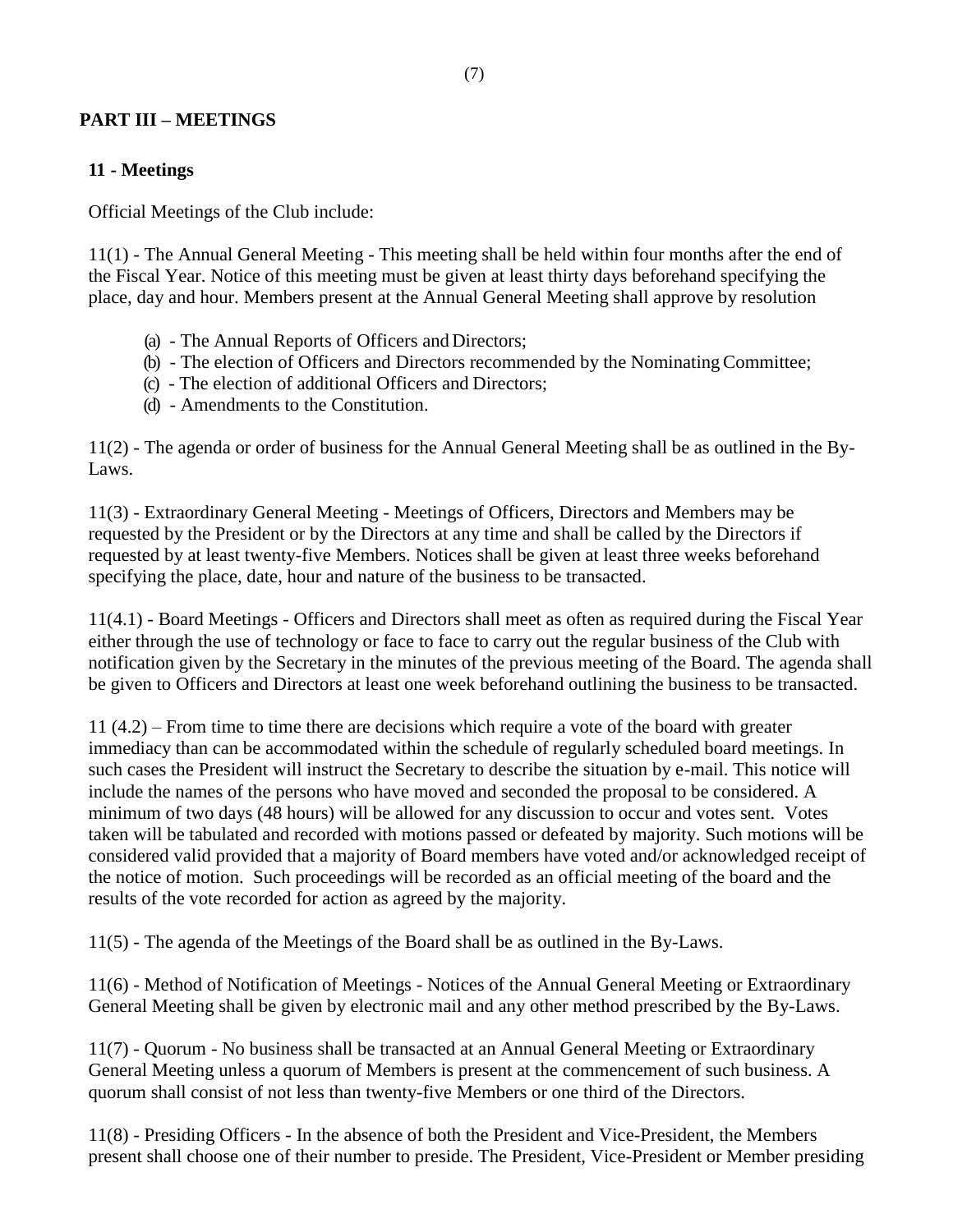## PART III – MEETINGS

### 11 - Meetings

Official Meetings of the Club include:

11(1) - The Annual General Meeting - This meeting shall be held within four months after the end of the Fiscal Year. Notice of this meeting must be given at least thirty days beforehand specifying the place, day and hour. Members present at the Annual General Meeting shall approve by resolution

(a) - The Annual Reports of Officers and Directors;
(b) - The election of Officers and Directors recommended by the Nominating Committee;
(c) - The election of additional Officers and Directors;
(d) - Amendments to the Constitution.

11(2) - The agenda or order of business for the Annual General Meeting shall be as outlined in the By-Laws.

11(3) - Extraordinary General Meeting - Meetings of Officers, Directors and Members may be requested by the President or by the Directors at any time and shall be called by the Directors if requested by at least twenty-five Members. Notices shall be given at least three weeks beforehand specifying the place, date, hour and nature of the business to be transacted.

11(4.1) - Board Meetings - Officers and Directors shall meet as often as required during the Fiscal Year either through the use of technology or face to face to carry out the regular business of the Club with notification given by the Secretary in the minutes of the previous meeting of the Board. The agenda shall be given to Officers and Directors at least one week beforehand outlining the business to be transacted.

11 (4.2) – From time to time there are decisions which require a vote of the board with greater immediacy than can be accommodated within the schedule of regularly scheduled board meetings. In such cases the President will instruct the Secretary to describe the situation by e-mail. This notice will include the names of the persons who have moved and seconded the proposal to be considered. A minimum of two days (48 hours) will be allowed for any discussion to occur and votes sent. Votes taken will be tabulated and recorded with motions passed or defeated by majority. Such motions will be considered valid provided that a majority of Board members have voted and/or acknowledged receipt of the notice of motion. Such proceedings will be recorded as an official meeting of the board and the results of the vote recorded for action as agreed by the majority.

11(5) - The agenda of the Meetings of the Board shall be as outlined in the By-Laws.

11(6) - Method of Notification of Meetings - Notices of the Annual General Meeting or Extraordinary General Meeting shall be given by electronic mail and any other method prescribed by the By-Laws.

11(7) - Quorum - No business shall be transacted at an Annual General Meeting or Extraordinary General Meeting unless a quorum of Members is present at the commencement of such business. A quorum shall consist of not less than twenty-five Members or one third of the Directors.

11(8) - Presiding Officers - In the absence of both the President and Vice-President, the Members present shall choose one of their number to preside. The President, Vice-President or Member presiding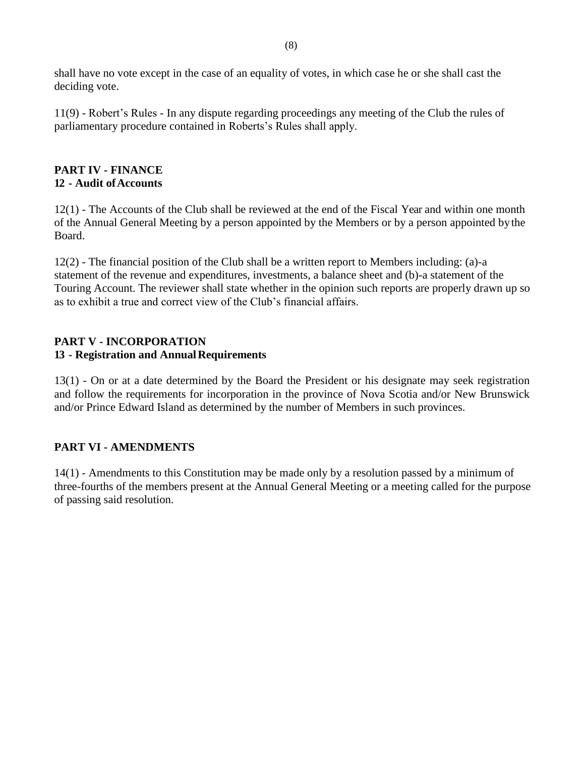shall have no vote except in the case of an equality of votes, in which case he or she shall cast the deciding vote.

11(9) - Robert's Rules - In any dispute regarding proceedings any meeting of the Club the rules of parliamentary procedure contained in Roberts's Rules shall apply.

## PART IV - FINANCE
### 12 - Audit of Accounts

12(1) - The Accounts of the Club shall be reviewed at the end of the Fiscal Year and within one month of the Annual General Meeting by a person appointed by the Members or by a person appointed by the Board.

12(2) - The financial position of the Club shall be a written report to Members including: (a)-a statement of the revenue and expenditures, investments, a balance sheet and (b)-a statement of the Touring Account. The reviewer shall state whether in the opinion such reports are properly drawn up so as to exhibit a true and correct view of the Club's financial affairs.

## PART V - INCORPORATION
### 13 - Registration and Annual Requirements

13(1) - On or at a date determined by the Board the President or his designate may seek registration and follow the requirements for incorporation in the province of Nova Scotia and/or New Brunswick and/or Prince Edward Island as determined by the number of Members in such provinces.

## PART VI - AMENDMENTS

14(1) - Amendments to this Constitution may be made only by a resolution passed by a minimum of three-fourths of the members present at the Annual General Meeting or a meeting called for the purpose of passing said resolution.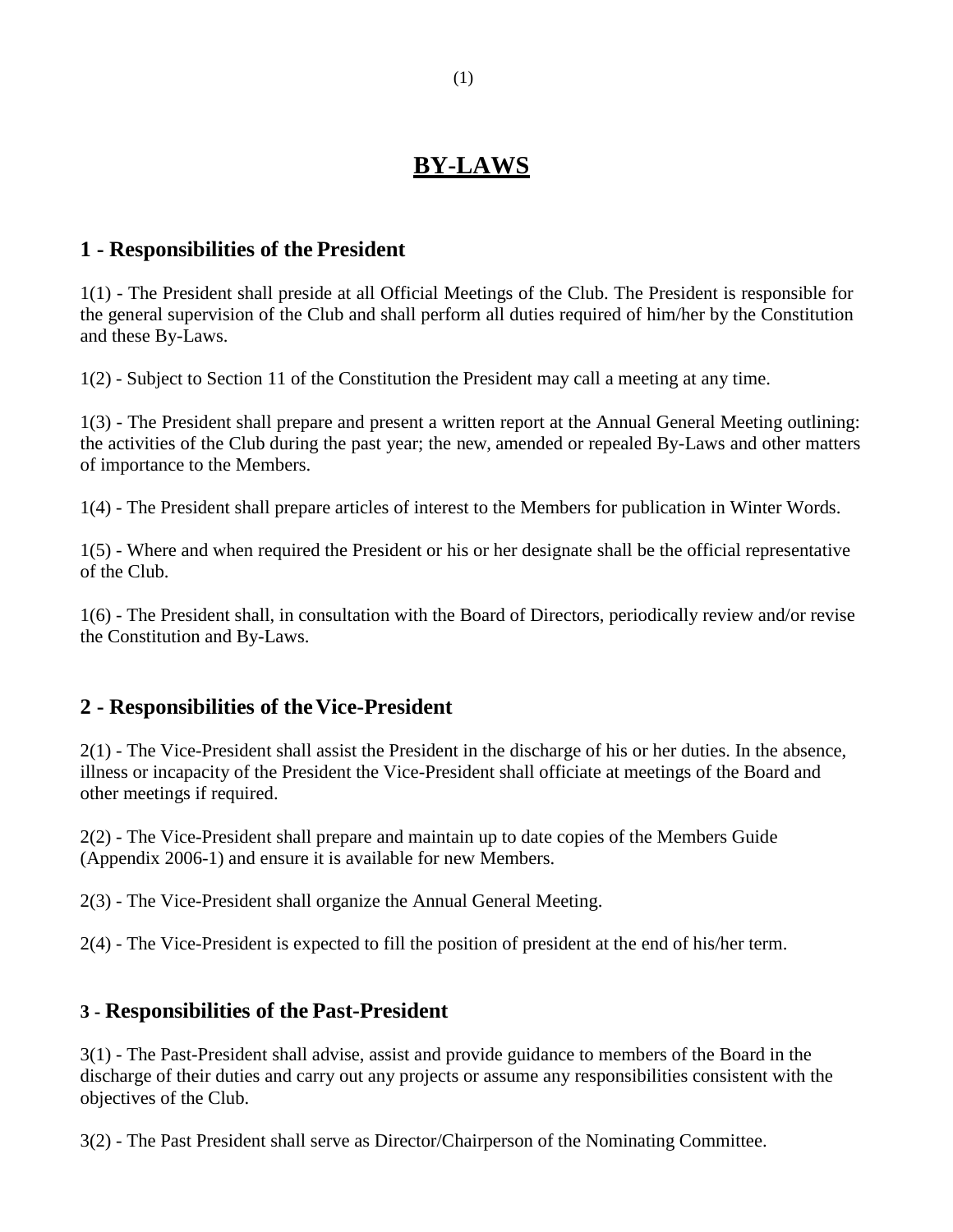# BY-LAWS

## 1 - Responsibilities of the President

1(1) - The President shall preside at all Official Meetings of the Club. The President is responsible for the general supervision of the Club and shall perform all duties required of him/her by the Constitution and these By-Laws.

1(2) - Subject to Section 11 of the Constitution the President may call a meeting at any time.

1(3) - The President shall prepare and present a written report at the Annual General Meeting outlining: the activities of the Club during the past year; the new, amended or repealed By-Laws and other matters of importance to the Members.

1(4) - The President shall prepare articles of interest to the Members for publication in Winter Words.

1(5) - Where and when required the President or his or her designate shall be the official representative of the Club.

1(6) - The President shall, in consultation with the Board of Directors, periodically review and/or revise the Constitution and By-Laws.

## 2 - Responsibilities of the Vice-President

2(1) - The Vice-President shall assist the President in the discharge of his or her duties. In the absence, illness or incapacity of the President the Vice-President shall officiate at meetings of the Board and other meetings if required.

2(2) - The Vice-President shall prepare and maintain up to date copies of the Members Guide (Appendix 2006-1) and ensure it is available for new Members.

2(3) - The Vice-President shall organize the Annual General Meeting.

2(4) - The Vice-President is expected to fill the position of president at the end of his/her term.

## 3 - Responsibilities of the Past-President

3(1) - The Past-President shall advise, assist and provide guidance to members of the Board in the discharge of their duties and carry out any projects or assume any responsibilities consistent with the objectives of the Club.

3(2) - The Past President shall serve as Director/Chairperson of the Nominating Committee.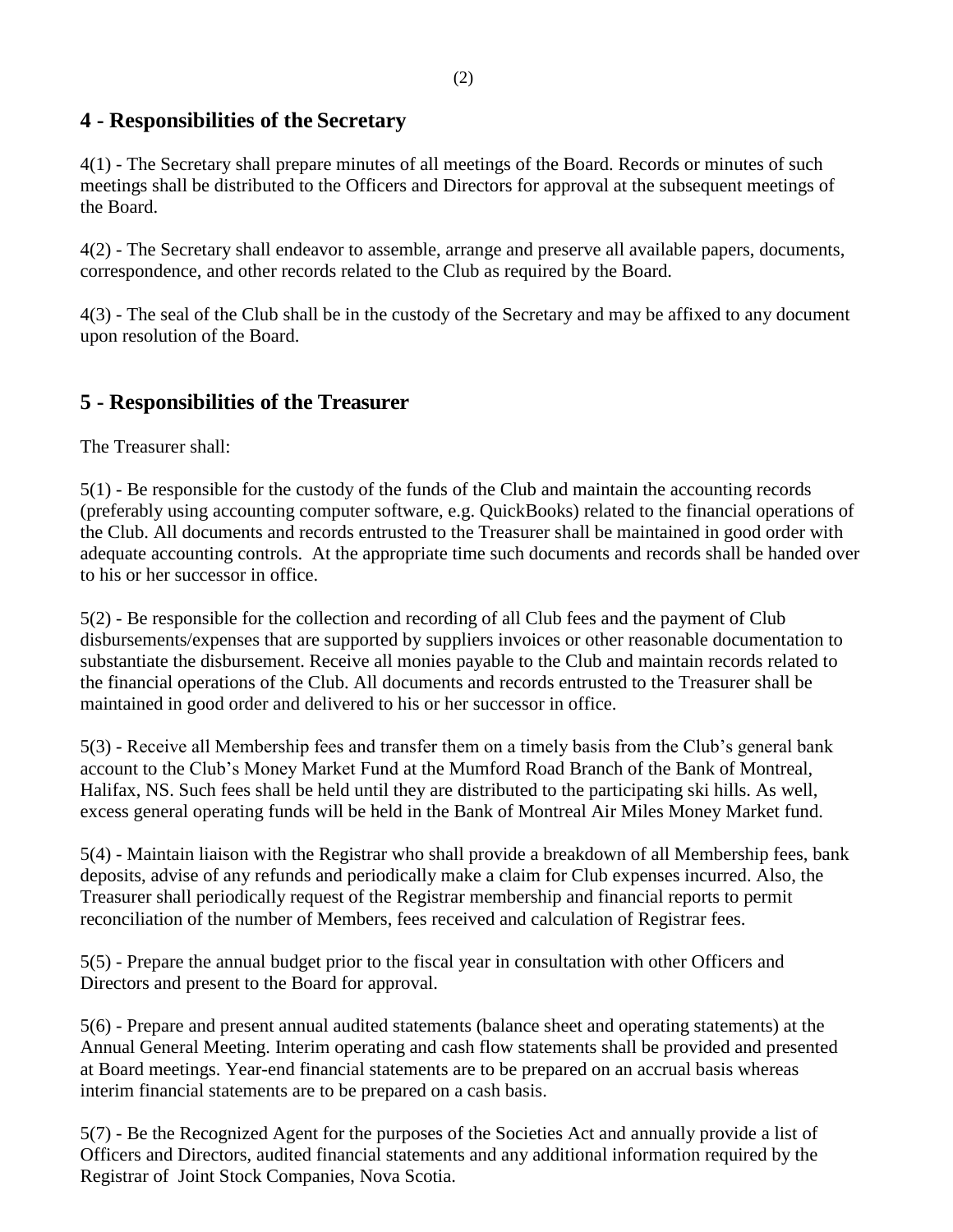## 4 - Responsibilities of the Secretary

4(1) - The Secretary shall prepare minutes of all meetings of the Board. Records or minutes of such meetings shall be distributed to the Officers and Directors for approval at the subsequent meetings of the Board.

4(2) - The Secretary shall endeavor to assemble, arrange and preserve all available papers, documents, correspondence, and other records related to the Club as required by the Board.

4(3) - The seal of the Club shall be in the custody of the Secretary and may be affixed to any document upon resolution of the Board.

## 5 - Responsibilities of the Treasurer

The Treasurer shall:

5(1) - Be responsible for the custody of the funds of the Club and maintain the accounting records (preferably using accounting computer software, e.g. QuickBooks) related to the financial operations of the Club. All documents and records entrusted to the Treasurer shall be maintained in good order with adequate accounting controls. At the appropriate time such documents and records shall be handed over to his or her successor in office.

5(2) - Be responsible for the collection and recording of all Club fees and the payment of Club disbursements/expenses that are supported by suppliers invoices or other reasonable documentation to substantiate the disbursement. Receive all monies payable to the Club and maintain records related to the financial operations of the Club. All documents and records entrusted to the Treasurer shall be maintained in good order and delivered to his or her successor in office.

5(3) - Receive all Membership fees and transfer them on a timely basis from the Club's general bank account to the Club's Money Market Fund at the Mumford Road Branch of the Bank of Montreal, Halifax, NS. Such fees shall be held until they are distributed to the participating ski hills. As well, excess general operating funds will be held in the Bank of Montreal Air Miles Money Market fund.

5(4) - Maintain liaison with the Registrar who shall provide a breakdown of all Membership fees, bank deposits, advise of any refunds and periodically make a claim for Club expenses incurred. Also, the Treasurer shall periodically request of the Registrar membership and financial reports to permit reconciliation of the number of Members, fees received and calculation of Registrar fees.

5(5) - Prepare the annual budget prior to the fiscal year in consultation with other Officers and Directors and present to the Board for approval.

5(6) - Prepare and present annual audited statements (balance sheet and operating statements) at the Annual General Meeting. Interim operating and cash flow statements shall be provided and presented at Board meetings. Year-end financial statements are to be prepared on an accrual basis whereas interim financial statements are to be prepared on a cash basis.

5(7) - Be the Recognized Agent for the purposes of the Societies Act and annually provide a list of Officers and Directors, audited financial statements and any additional information required by the Registrar of Joint Stock Companies, Nova Scotia.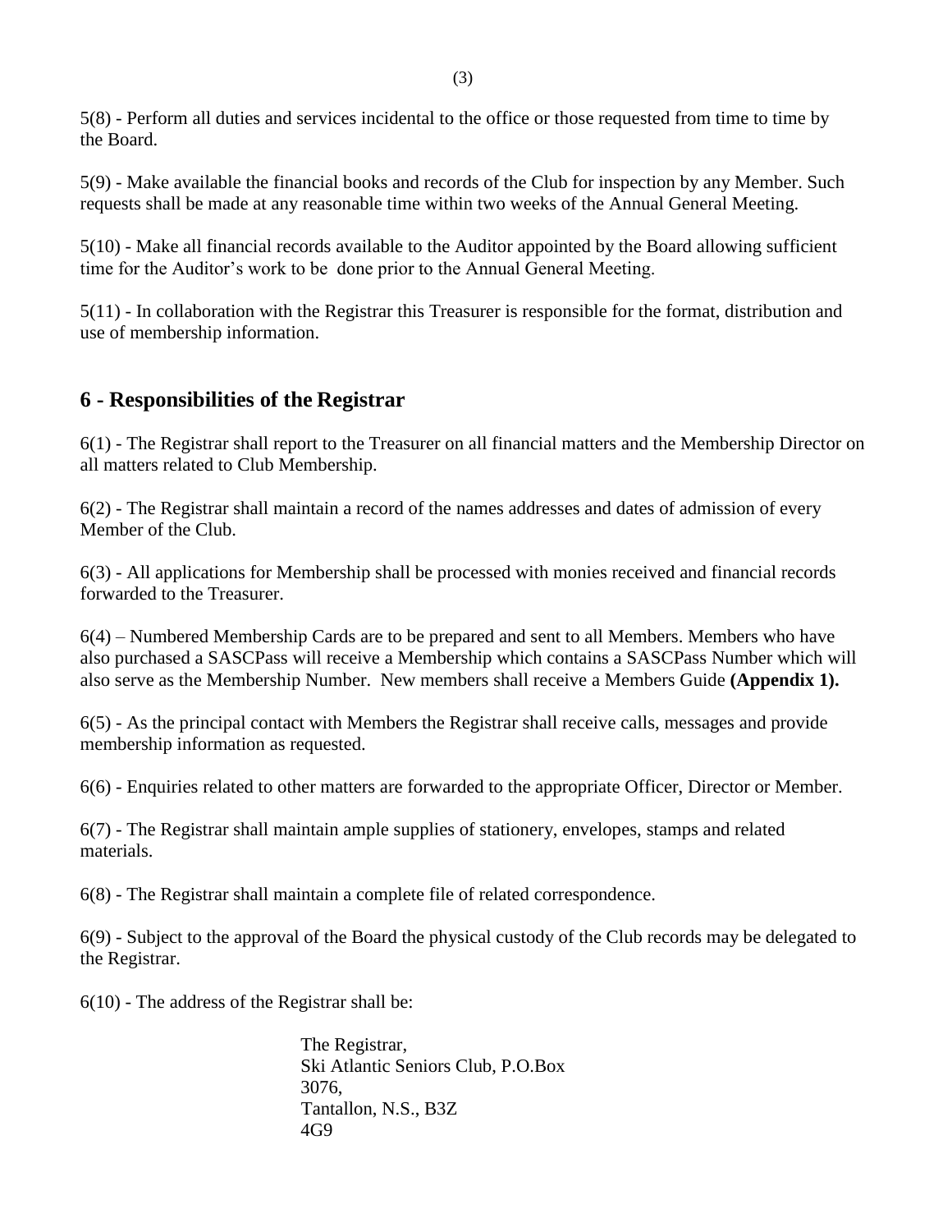5(8) - Perform all duties and services incidental to the office or those requested from time to time by the Board.

5(9) - Make available the financial books and records of the Club for inspection by any Member. Such requests shall be made at any reasonable time within two weeks of the Annual General Meeting.

5(10) - Make all financial records available to the Auditor appointed by the Board allowing sufficient time for the Auditor's work to be done prior to the Annual General Meeting.

5(11) - In collaboration with the Registrar this Treasurer is responsible for the format, distribution and use of membership information.

## 6 - Responsibilities of the Registrar

6(1) - The Registrar shall report to the Treasurer on all financial matters and the Membership Director on all matters related to Club Membership.

6(2) - The Registrar shall maintain a record of the names addresses and dates of admission of every Member of the Club.

6(3) - All applications for Membership shall be processed with monies received and financial records forwarded to the Treasurer.

6(4) – Numbered Membership Cards are to be prepared and sent to all Members. Members who have also purchased a SASCPass will receive a Membership which contains a SASCPass Number which will also serve as the Membership Number. New members shall receive a Members Guide **(Appendix 1).**

6(5) - As the principal contact with Members the Registrar shall receive calls, messages and provide membership information as requested.

6(6) - Enquiries related to other matters are forwarded to the appropriate Officer, Director or Member.

6(7) - The Registrar shall maintain ample supplies of stationery, envelopes, stamps and related materials.

6(8) - The Registrar shall maintain a complete file of related correspondence.

6(9) - Subject to the approval of the Board the physical custody of the Club records may be delegated to the Registrar.

6(10) - The address of the Registrar shall be:

The Registrar,
Ski Atlantic Seniors Club, P.O.Box 3076,
Tantallon, N.S., B3Z 4G9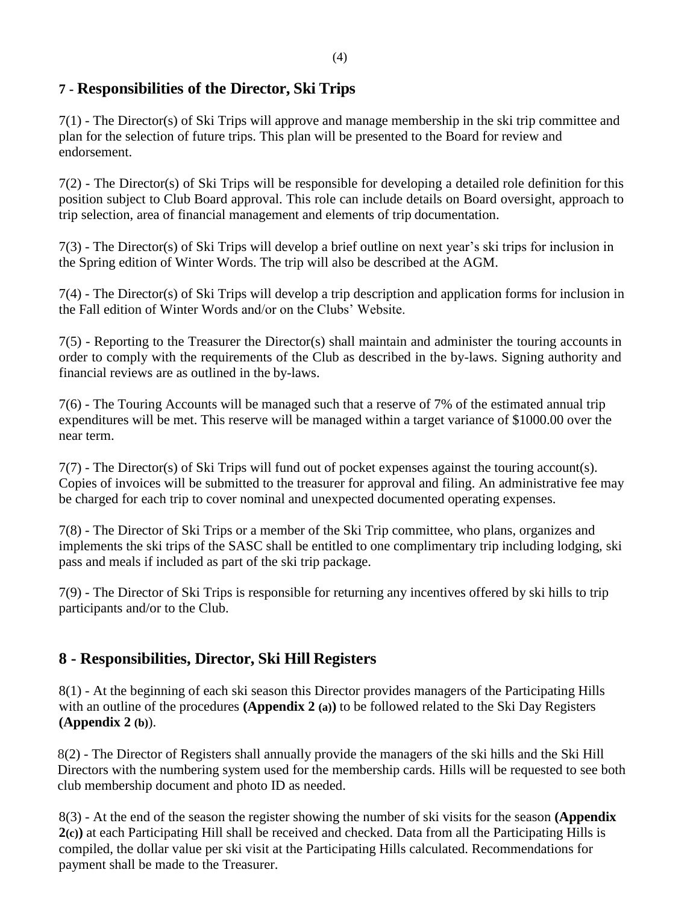## 7 - Responsibilities of the Director, Ski Trips

7(1) - The Director(s) of Ski Trips will approve and manage membership in the ski trip committee and plan for the selection of future trips. This plan will be presented to the Board for review and endorsement.

7(2) - The Director(s) of Ski Trips will be responsible for developing a detailed role definition for this position subject to Club Board approval. This role can include details on Board oversight, approach to trip selection, area of financial management and elements of trip documentation.

7(3) - The Director(s) of Ski Trips will develop a brief outline on next year's ski trips for inclusion in the Spring edition of Winter Words. The trip will also be described at the AGM.

7(4) - The Director(s) of Ski Trips will develop a trip description and application forms for inclusion in the Fall edition of Winter Words and/or on the Clubs' Website.

7(5) - Reporting to the Treasurer the Director(s) shall maintain and administer the touring accounts in order to comply with the requirements of the Club as described in the by-laws. Signing authority and financial reviews are as outlined in the by-laws.

7(6) - The Touring Accounts will be managed such that a reserve of 7% of the estimated annual trip expenditures will be met. This reserve will be managed within a target variance of $1000.00 over the near term.

7(7) - The Director(s) of Ski Trips will fund out of pocket expenses against the touring account(s). Copies of invoices will be submitted to the treasurer for approval and filing. An administrative fee may be charged for each trip to cover nominal and unexpected documented operating expenses.

7(8) - The Director of Ski Trips or a member of the Ski Trip committee, who plans, organizes and implements the ski trips of the SASC shall be entitled to one complimentary trip including lodging, ski pass and meals if included as part of the ski trip package.

7(9) - The Director of Ski Trips is responsible for returning any incentives offered by ski hills to trip participants and/or to the Club.

## 8 - Responsibilities, Director, Ski Hill Registers

8(1) - At the beginning of each ski season this Director provides managers of the Participating Hills with an outline of the procedures **(Appendix 2 (a))** to be followed related to the Ski Day Registers **(Appendix 2 (b)**).

8(2) - The Director of Registers shall annually provide the managers of the ski hills and the Ski Hill Directors with the numbering system used for the membership cards. Hills will be requested to see both club membership document and photo ID as needed.

8(3) - At the end of the season the register showing the number of ski visits for the season **(Appendix 2(c))** at each Participating Hill shall be received and checked. Data from all the Participating Hills is compiled, the dollar value per ski visit at the Participating Hills calculated. Recommendations for payment shall be made to the Treasurer.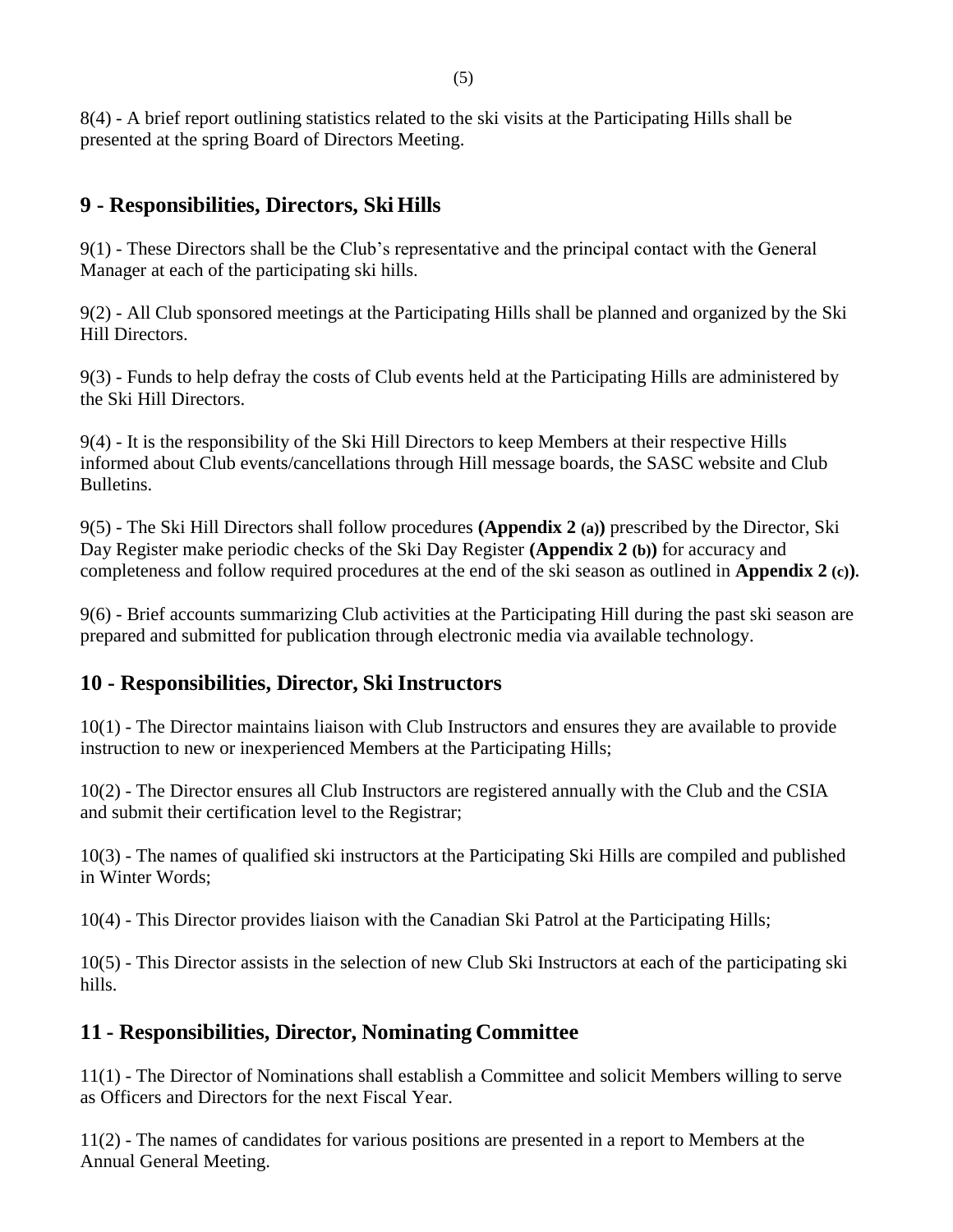8(4) - A brief report outlining statistics related to the ski visits at the Participating Hills shall be presented at the spring Board of Directors Meeting.

## 9 - Responsibilities, Directors, Ski Hills

9(1) - These Directors shall be the Club's representative and the principal contact with the General Manager at each of the participating ski hills.

9(2) - All Club sponsored meetings at the Participating Hills shall be planned and organized by the Ski Hill Directors.

9(3) - Funds to help defray the costs of Club events held at the Participating Hills are administered by the Ski Hill Directors.

9(4) - It is the responsibility of the Ski Hill Directors to keep Members at their respective Hills informed about Club events/cancellations through Hill message boards, the SASC website and Club Bulletins.

9(5) - The Ski Hill Directors shall follow procedures **(Appendix 2 (a))** prescribed by the Director, Ski Day Register make periodic checks of the Ski Day Register **(Appendix 2 (b))** for accuracy and completeness and follow required procedures at the end of the ski season as outlined in **Appendix 2 (c))**.

9(6) - Brief accounts summarizing Club activities at the Participating Hill during the past ski season are prepared and submitted for publication through electronic media via available technology.

## 10 - Responsibilities, Director, Ski Instructors

10(1) - The Director maintains liaison with Club Instructors and ensures they are available to provide instruction to new or inexperienced Members at the Participating Hills;

10(2) - The Director ensures all Club Instructors are registered annually with the Club and the CSIA and submit their certification level to the Registrar;

10(3) - The names of qualified ski instructors at the Participating Ski Hills are compiled and published in Winter Words;

10(4) - This Director provides liaison with the Canadian Ski Patrol at the Participating Hills;

10(5) - This Director assists in the selection of new Club Ski Instructors at each of the participating ski hills.

## 11 - Responsibilities, Director, Nominating Committee

11(1) - The Director of Nominations shall establish a Committee and solicit Members willing to serve as Officers and Directors for the next Fiscal Year.

11(2) - The names of candidates for various positions are presented in a report to Members at the Annual General Meeting.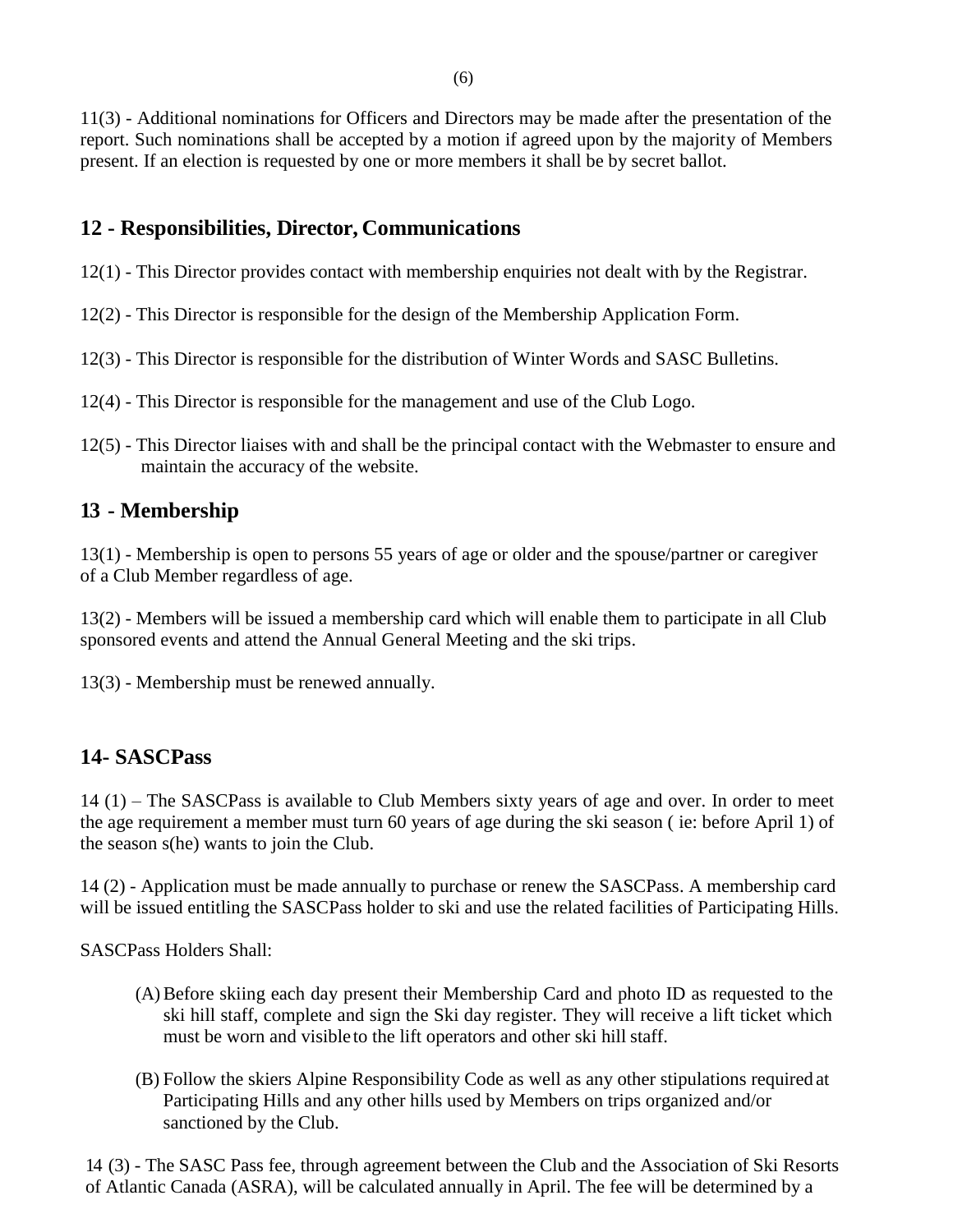11(3) - Additional nominations for Officers and Directors may be made after the presentation of the report. Such nominations shall be accepted by a motion if agreed upon by the majority of Members present. If an election is requested by one or more members it shall be by secret ballot.

## 12 - Responsibilities, Director, Communications

12(1) - This Director provides contact with membership enquiries not dealt with by the Registrar.

12(2) - This Director is responsible for the design of the Membership Application Form.

12(3) - This Director is responsible for the distribution of Winter Words and SASC Bulletins.

12(4) - This Director is responsible for the management and use of the Club Logo.

12(5) - This Director liaises with and shall be the principal contact with the Webmaster to ensure and maintain the accuracy of the website.

## 13 - Membership

13(1) - Membership is open to persons 55 years of age or older and the spouse/partner or caregiver of a Club Member regardless of age.

13(2) - Members will be issued a membership card which will enable them to participate in all Club sponsored events and attend the Annual General Meeting and the ski trips.

13(3) - Membership must be renewed annually.

## 14- SASCPass

14 (1) – The SASCPass is available to Club Members sixty years of age and over. In order to meet the age requirement a member must turn 60 years of age during the ski season ( ie: before April 1) of the season s(he) wants to join the Club.

14 (2) - Application must be made annually to purchase or renew the SASCPass. A membership card will be issued entitling the SASCPass holder to ski and use the related facilities of Participating Hills.

SASCPass Holders Shall:

(A) Before skiing each day present their Membership Card and photo ID as requested to the ski hill staff, complete and sign the Ski day register. They will receive a lift ticket which must be worn and visible to the lift operators and other ski hill staff.

(B) Follow the skiers Alpine Responsibility Code as well as any other stipulations required at Participating Hills and any other hills used by Members on trips organized and/or sanctioned by the Club.

14 (3) - The SASC Pass fee, through agreement between the Club and the Association of Ski Resorts of Atlantic Canada (ASRA), will be calculated annually in April. The fee will be determined by a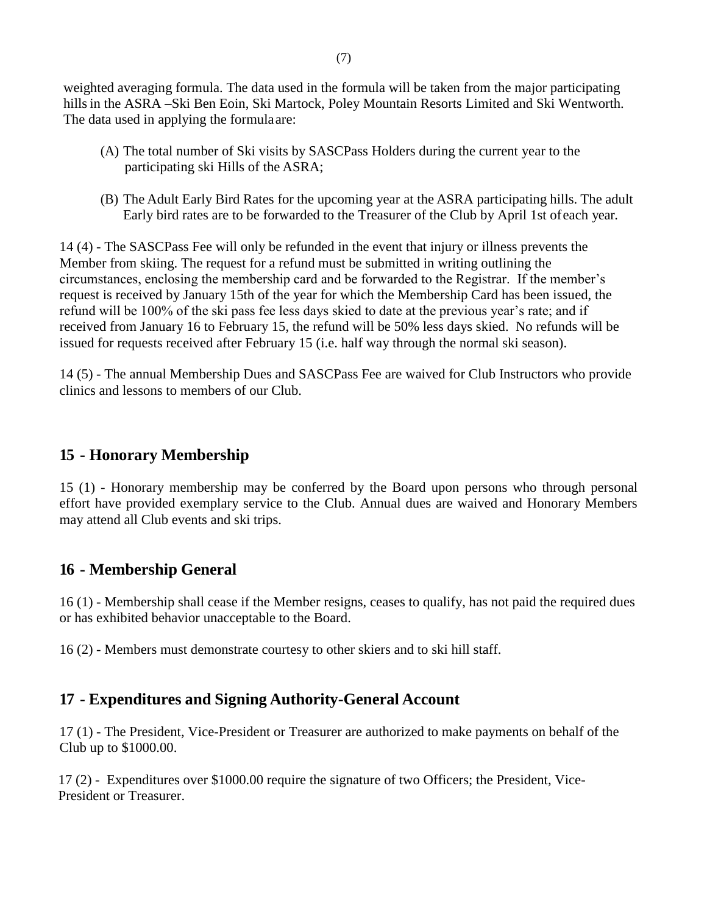weighted averaging formula. The data used in the formula will be taken from the major participating hills in the ASRA –Ski Ben Eoin, Ski Martock, Poley Mountain Resorts Limited and Ski Wentworth. The data used in applying the formula are:

(A) The total number of Ski visits by SASCPass Holders during the current year to the participating ski Hills of the ASRA;

(B) The Adult Early Bird Rates for the upcoming year at the ASRA participating hills. The adult Early bird rates are to be forwarded to the Treasurer of the Club by April 1st of each year.

14 (4) - The SASCPass Fee will only be refunded in the event that injury or illness prevents the Member from skiing. The request for a refund must be submitted in writing outlining the circumstances, enclosing the membership card and be forwarded to the Registrar. If the member's request is received by January 15th of the year for which the Membership Card has been issued, the refund will be 100% of the ski pass fee less days skied to date at the previous year's rate; and if received from January 16 to February 15, the refund will be 50% less days skied. No refunds will be issued for requests received after February 15 (i.e. half way through the normal ski season).

14 (5) - The annual Membership Dues and SASCPass Fee are waived for Club Instructors who provide clinics and lessons to members of our Club.

## 15 - Honorary Membership

15 (1) - Honorary membership may be conferred by the Board upon persons who through personal effort have provided exemplary service to the Club. Annual dues are waived and Honorary Members may attend all Club events and ski trips.

## 16 - Membership General

16 (1) - Membership shall cease if the Member resigns, ceases to qualify, has not paid the required dues or has exhibited behavior unacceptable to the Board.

16 (2) - Members must demonstrate courtesy to other skiers and to ski hill staff.

## 17 - Expenditures and Signing Authority-General Account

17 (1) - The President, Vice-President or Treasurer are authorized to make payments on behalf of the Club up to $1000.00.

17 (2) - Expenditures over $1000.00 require the signature of two Officers; the President, Vice-President or Treasurer.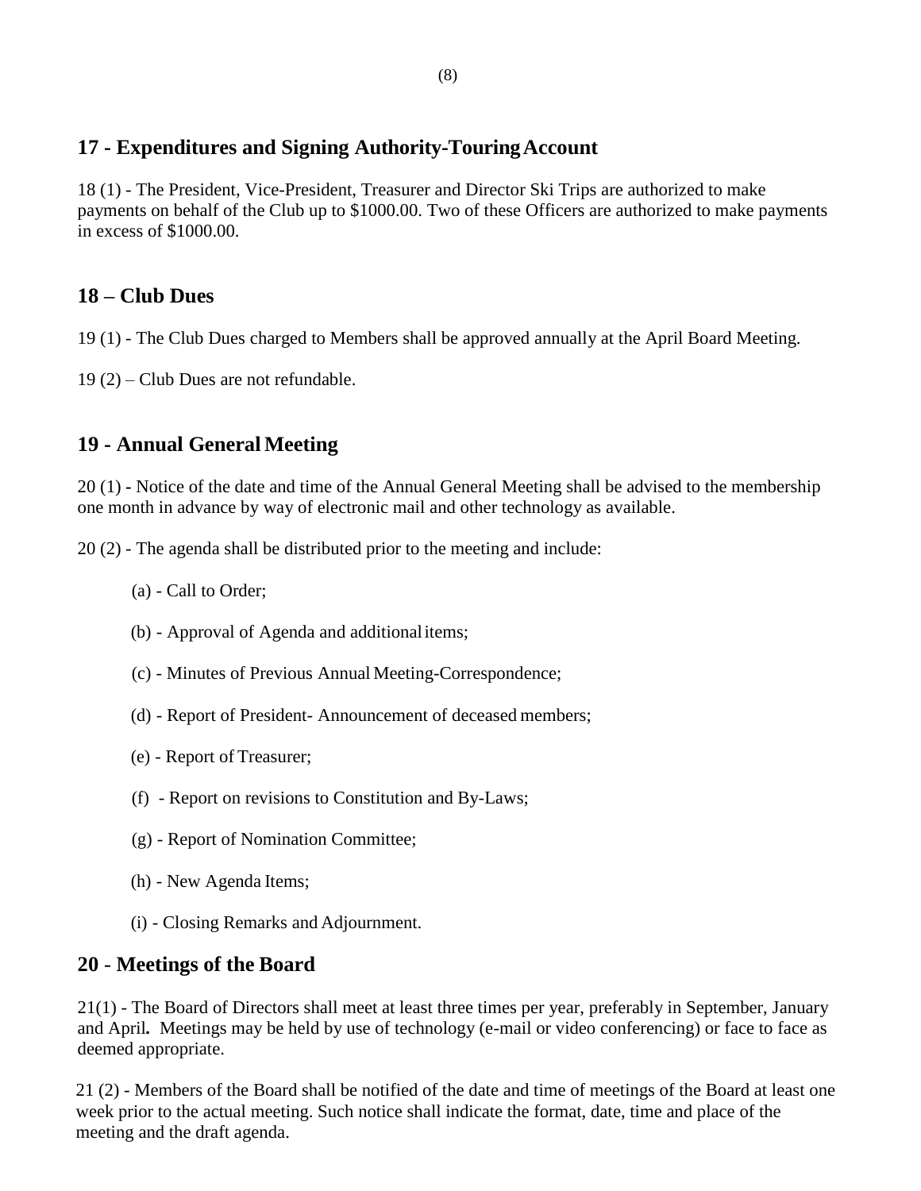## 17 - Expenditures and Signing Authority-Touring Account

18 (1) - The President, Vice-President, Treasurer and Director Ski Trips are authorized to make payments on behalf of the Club up to $1000.00. Two of these Officers are authorized to make payments in excess of $1000.00.

## 18 – Club Dues

19 (1) - The Club Dues charged to Members shall be approved annually at the April Board Meeting.

19 (2) – Club Dues are not refundable.

## 19 - Annual General Meeting

20 (1) - Notice of the date and time of the Annual General Meeting shall be advised to the membership one month in advance by way of electronic mail and other technology as available.

20 (2) - The agenda shall be distributed prior to the meeting and include:

(a) - Call to Order;

(b) - Approval of Agenda and additional items;

(c) - Minutes of Previous Annual Meeting-Correspondence;

(d) - Report of President- Announcement of deceased members;

(e) - Report of Treasurer;

(f) - Report on revisions to Constitution and By-Laws;

(g) - Report of Nomination Committee;

(h) - New Agenda Items;

(i) - Closing Remarks and Adjournment.

## 20 - Meetings of the Board

21(1) - The Board of Directors shall meet at least three times per year, preferably in September, January and April**.** Meetings may be held by use of technology (e-mail or video conferencing) or face to face as deemed appropriate.

21 (2) - Members of the Board shall be notified of the date and time of meetings of the Board at least one week prior to the actual meeting. Such notice shall indicate the format, date, time and place of the meeting and the draft agenda.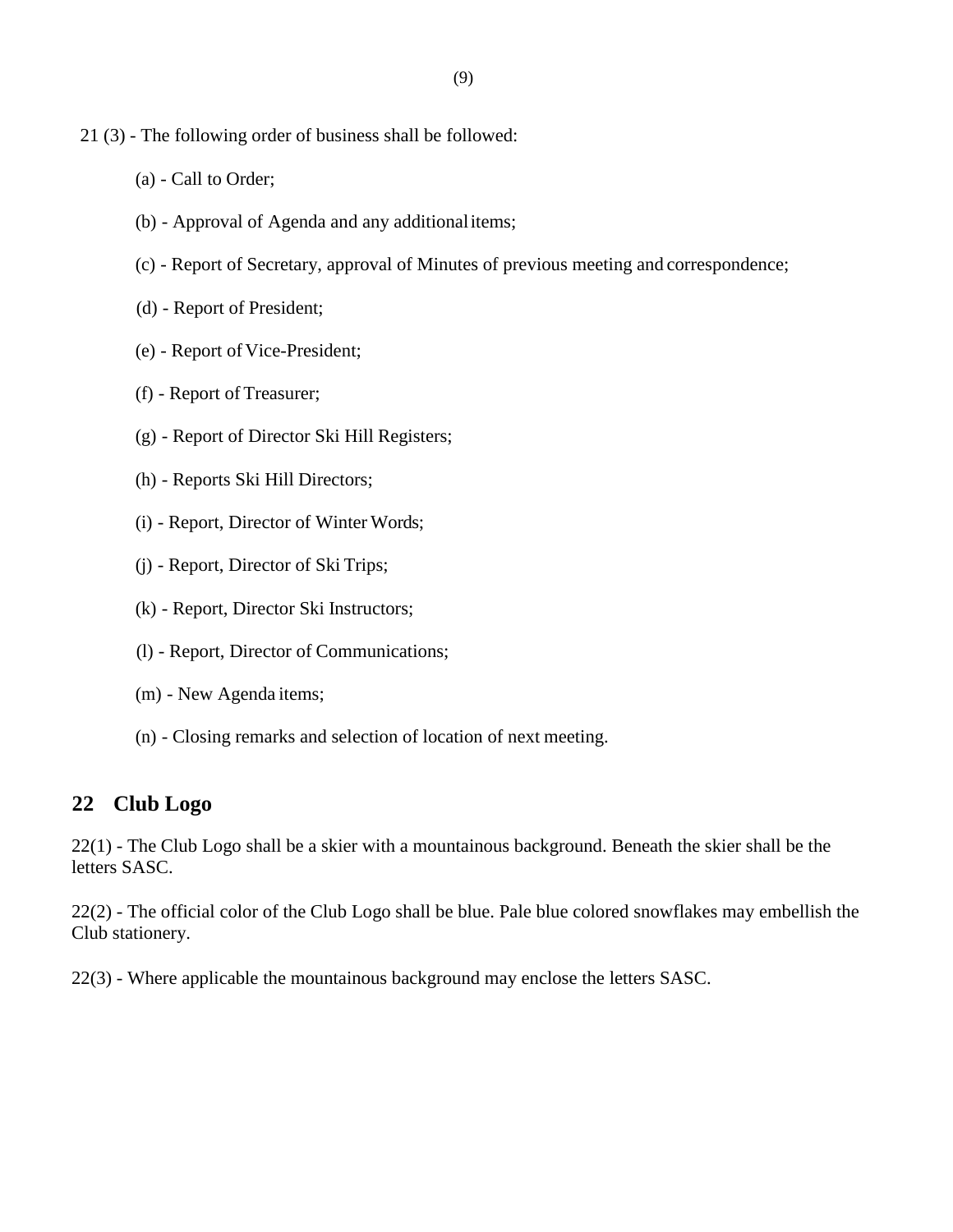21 (3) - The following order of business shall be followed:

(a) - Call to Order;

(b) - Approval of Agenda and any additional items;

(c) - Report of Secretary, approval of Minutes of previous meeting and correspondence;

(d) - Report of President;

(e) - Report of Vice-President;

(f) - Report of Treasurer;

(g) - Report of Director Ski Hill Registers;

(h) - Reports Ski Hill Directors;

(i) - Report, Director of Winter Words;

(j) - Report, Director of Ski Trips;

(k) - Report, Director Ski Instructors;

(l) - Report, Director of Communications;

(m) - New Agenda items;

(n) - Closing remarks and selection of location of next meeting.

## 22 Club Logo

22(1) - The Club Logo shall be a skier with a mountainous background. Beneath the skier shall be the letters SASC.

22(2) - The official color of the Club Logo shall be blue. Pale blue colored snowflakes may embellish the Club stationery.

22(3) - Where applicable the mountainous background may enclose the letters SASC.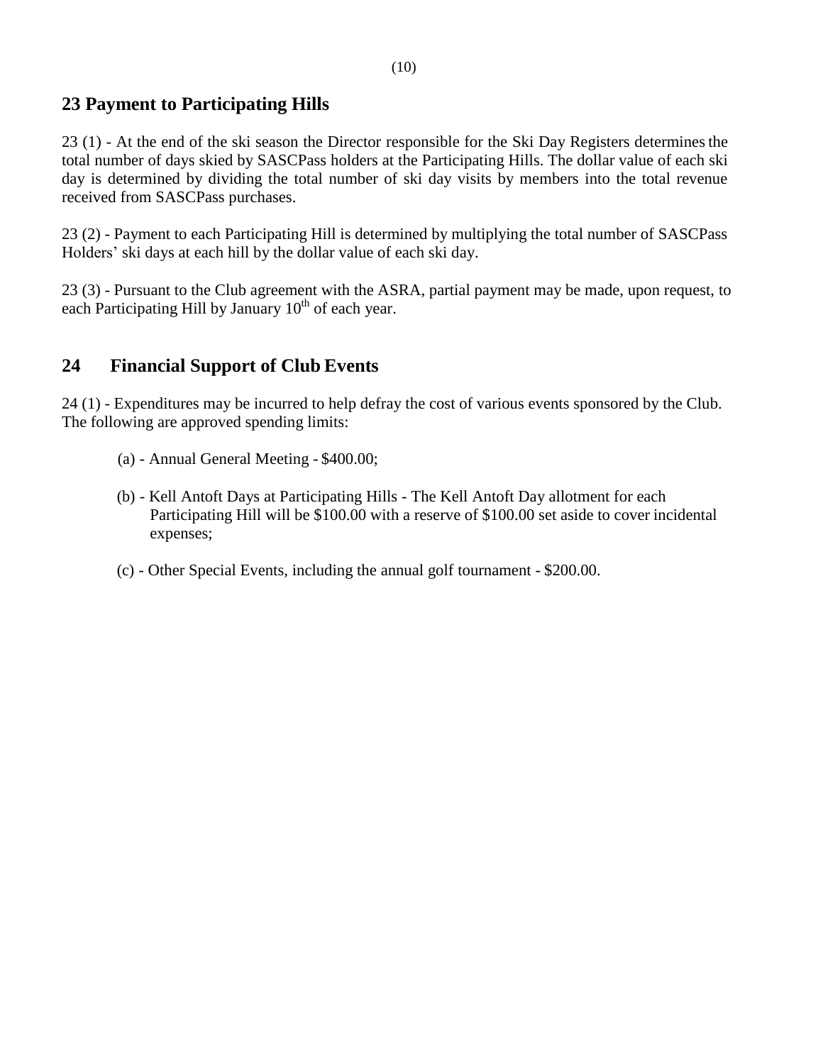## 23 Payment to Participating Hills

23 (1) - At the end of the ski season the Director responsible for the Ski Day Registers determines the total number of days skied by SASCPass holders at the Participating Hills. The dollar value of each ski day is determined by dividing the total number of ski day visits by members into the total revenue received from SASCPass purchases.

23 (2) - Payment to each Participating Hill is determined by multiplying the total number of SASCPass Holders' ski days at each hill by the dollar value of each ski day.

23 (3) - Pursuant to the Club agreement with the ASRA, partial payment may be made, upon request, to each Participating Hill by January 10th of each year.

## 24 Financial Support of Club Events

24 (1) - Expenditures may be incurred to help defray the cost of various events sponsored by the Club. The following are approved spending limits:

(a) - Annual General Meeting - $400.00;

(b) - Kell Antoft Days at Participating Hills - The Kell Antoft Day allotment for each Participating Hill will be $100.00 with a reserve of $100.00 set aside to cover incidental expenses;

(c) - Other Special Events, including the annual golf tournament - $200.00.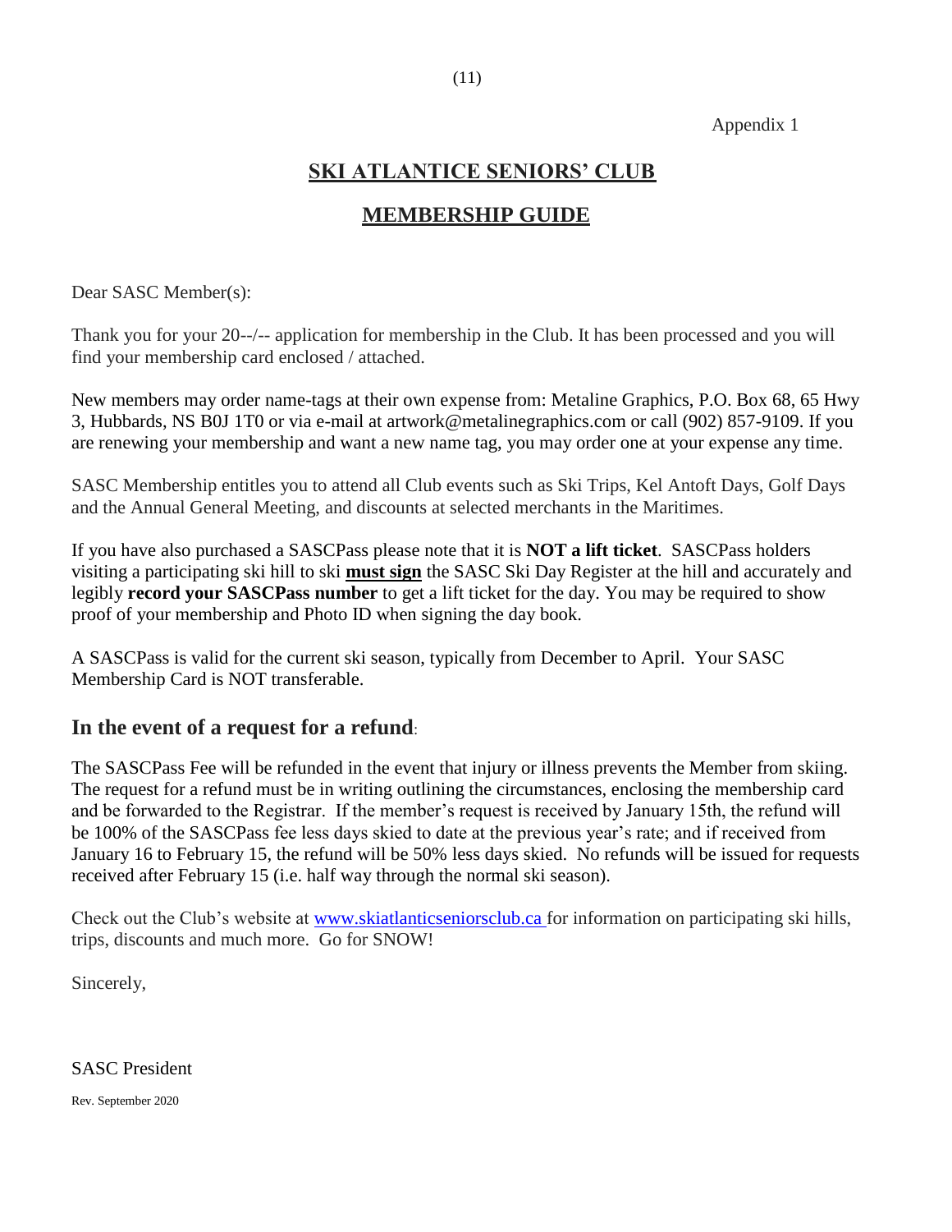Appendix 1

# SKI ATLANTICE SENIORS' CLUB

## MEMBERSHIP GUIDE

Dear SASC Member(s):

Thank you for your 20--/-- application for membership in the Club. It has been processed and you will find your membership card enclosed / attached.

New members may order name-tags at their own expense from: Metaline Graphics, P.O. Box 68, 65 Hwy 3, Hubbards, NS B0J 1T0 or via e-mail at artwork@metalinegraphics.com or call (902) 857-9109. If you are renewing your membership and want a new name tag, you may order one at your expense any time.

SASC Membership entitles you to attend all Club events such as Ski Trips, Kel Antoft Days, Golf Days and the Annual General Meeting, and discounts at selected merchants in the Maritimes.

If you have also purchased a SASCPass please note that it is **NOT a lift ticket**. SASCPass holders visiting a participating ski hill to ski **must sign** the SASC Ski Day Register at the hill and accurately and legibly **record your SASCPass number** to get a lift ticket for the day. You may be required to show proof of your membership and Photo ID when signing the day book.

A SASCPass is valid for the current ski season, typically from December to April. Your SASC Membership Card is NOT transferable.

### In the event of a request for a refund:

The SASCPass Fee will be refunded in the event that injury or illness prevents the Member from skiing. The request for a refund must be in writing outlining the circumstances, enclosing the membership card and be forwarded to the Registrar. If the member's request is received by January 15th, the refund will be 100% of the SASCPass fee less days skied to date at the previous year's rate; and if received from January 16 to February 15, the refund will be 50% less days skied. No refunds will be issued for requests received after February 15 (i.e. half way through the normal ski season).

Check out the Club's website at www.skiatlanticseniorsclub.ca for information on participating ski hills, trips, discounts and much more. Go for SNOW!

Sincerely,

SASC President

Rev. September 2020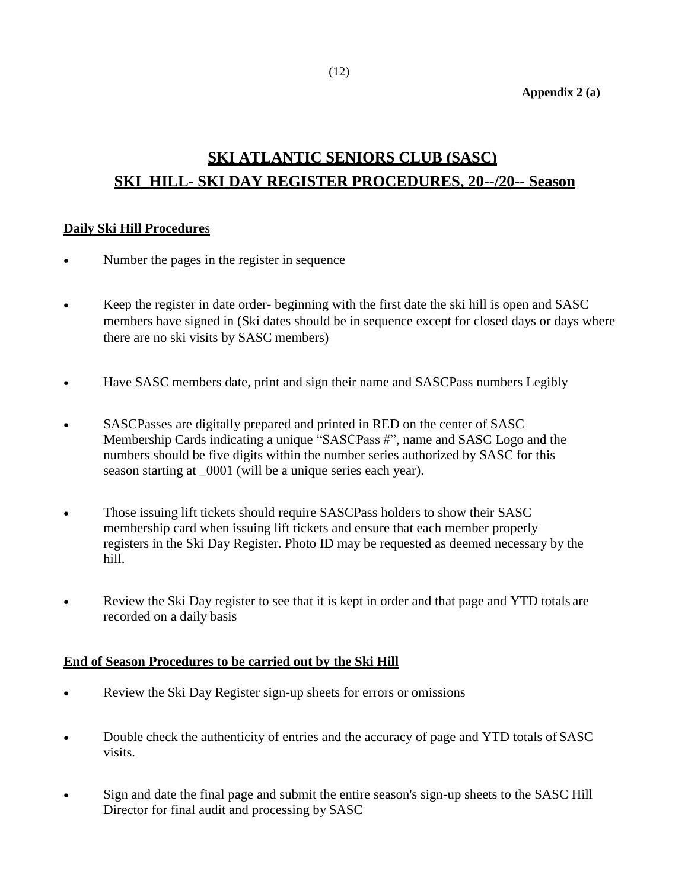**Appendix 2 (a)**

# SKI ATLANTIC SENIORS CLUB (SASC)

# SKI HILL- SKI DAY REGISTER PROCEDURES, 20--/20-- Season

## Daily Ski Hill Procedures

- Number the pages in the register in sequence
- Keep the register in date order- beginning with the first date the ski hill is open and SASC members have signed in (Ski dates should be in sequence except for closed days or days where there are no ski visits by SASC members)
- Have SASC members date, print and sign their name and SASCPass numbers Legibly
- SASCPasses are digitally prepared and printed in RED on the center of SASC Membership Cards indicating a unique "SASCPass #", name and SASC Logo and the numbers should be five digits within the number series authorized by SASC for this season starting at _0001 (will be a unique series each year).
- Those issuing lift tickets should require SASCPass holders to show their SASC membership card when issuing lift tickets and ensure that each member properly registers in the Ski Day Register. Photo ID may be requested as deemed necessary by the hill.
- Review the Ski Day register to see that it is kept in order and that page and YTD totals are recorded on a daily basis

## End of Season Procedures to be carried out by the Ski Hill

- Review the Ski Day Register sign-up sheets for errors or omissions
- Double check the authenticity of entries and the accuracy of page and YTD totals of SASC visits.
- Sign and date the final page and submit the entire season's sign-up sheets to the SASC Hill Director for final audit and processing by SASC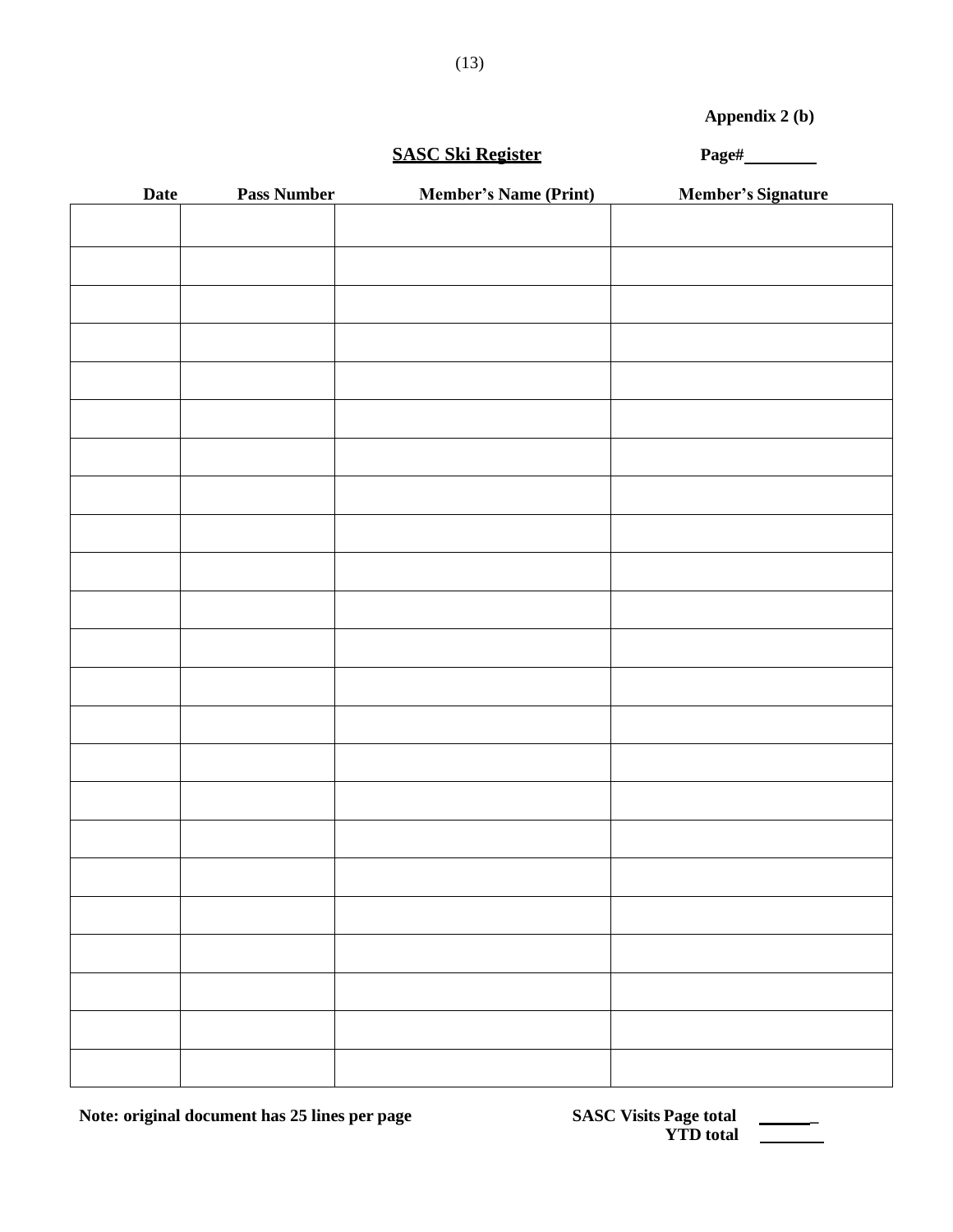**Appendix 2 (b)**

**SASC Ski Register** **Page#________**

| Date | Pass Number | Member's Name (Print) | Member's Signature |
|---|---|---|---|
| | | | |
| | | | |
| | | | |
| | | | |
| | | | |
| | | | |
| | | | |
| | | | |
| | | | |
| | | | |
| | | | |
| | | | |
| | | | |
| | | | |
| | | | |
| | | | |
| | | | |
| | | | |
| | | | |
| | | | |
| | | | |
| | | | |
| | | | |

**Note: original document has 25 lines per page**

**SASC Visits Page total ______**
**YTD total _______**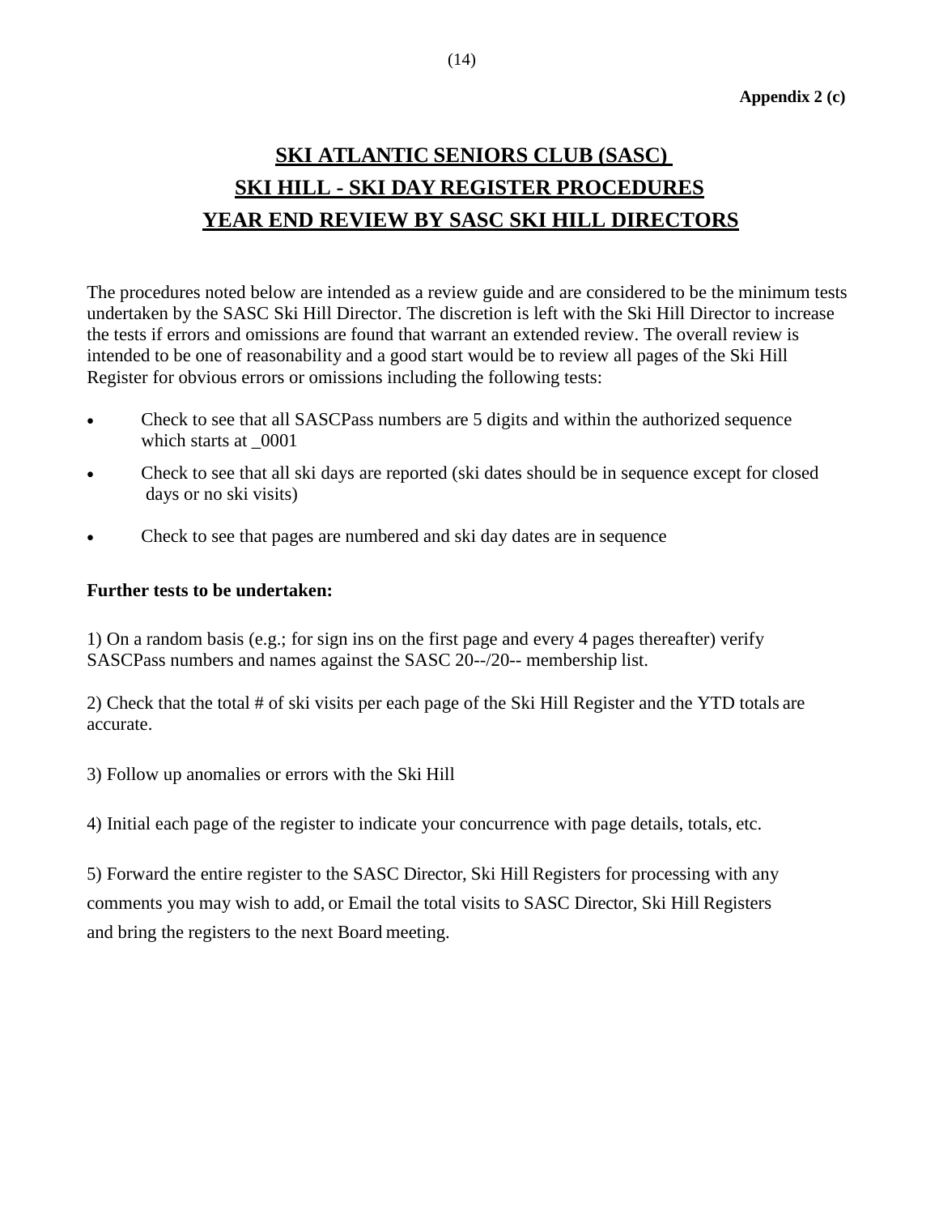**Appendix 2 (c)**

# SKI ATLANTIC SENIORS CLUB (SASC)
# SKI HILL - SKI DAY REGISTER PROCEDURES
# YEAR END REVIEW BY SASC SKI HILL DIRECTORS

The procedures noted below are intended as a review guide and are considered to be the minimum tests undertaken by the SASC Ski Hill Director. The discretion is left with the Ski Hill Director to increase the tests if errors and omissions are found that warrant an extended review. The overall review is intended to be one of reasonability and a good start would be to review all pages of the Ski Hill Register for obvious errors or omissions including the following tests:

- Check to see that all SASCPass numbers are 5 digits and within the authorized sequence which starts at _0001
- Check to see that all ski days are reported (ski dates should be in sequence except for closed days or no ski visits)
- Check to see that pages are numbered and ski day dates are in sequence

**Further tests to be undertaken:**

1) On a random basis (e.g.; for sign ins on the first page and every 4 pages thereafter) verify SASCPass numbers and names against the SASC 20--/20-- membership list.

2) Check that the total # of ski visits per each page of the Ski Hill Register and the YTD totals are accurate.

3) Follow up anomalies or errors with the Ski Hill

4) Initial each page of the register to indicate your concurrence with page details, totals, etc.

5) Forward the entire register to the SASC Director, Ski Hill Registers for processing with any comments you may wish to add, or Email the total visits to SASC Director, Ski Hill Registers and bring the registers to the next Board meeting.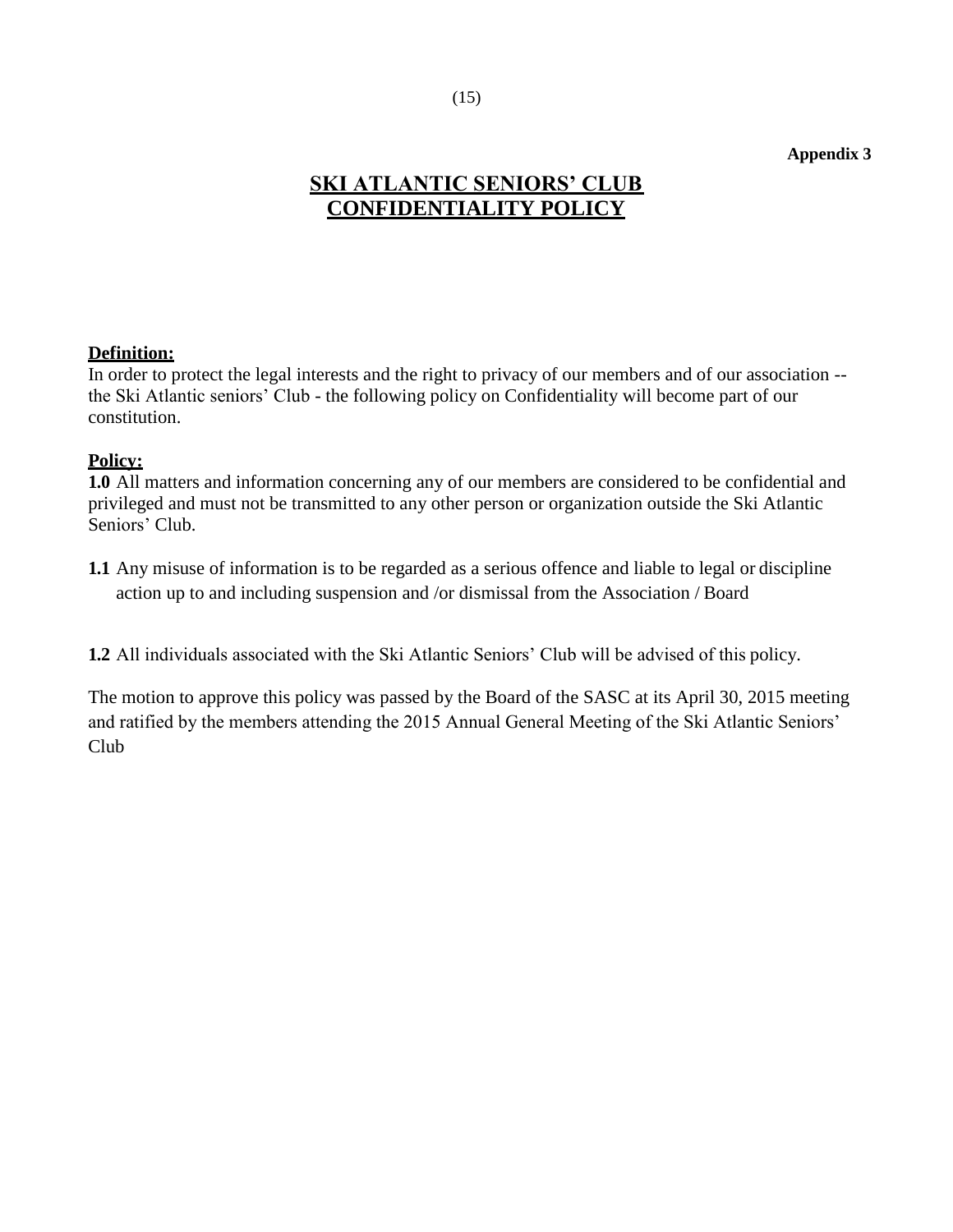**Appendix 3**

# SKI ATLANTIC SENIORS' CLUB CONFIDENTIALITY POLICY

**Definition:**

In order to protect the legal interests and the right to privacy of our members and of our association -- the Ski Atlantic seniors' Club - the following policy on Confidentiality will become part of our constitution.

**Policy:**

**1.0** All matters and information concerning any of our members are considered to be confidential and privileged and must not be transmitted to any other person or organization outside the Ski Atlantic Seniors' Club.

**1.1** Any misuse of information is to be regarded as a serious offence and liable to legal or discipline action up to and including suspension and /or dismissal from the Association / Board

**1.2** All individuals associated with the Ski Atlantic Seniors' Club will be advised of this policy.

The motion to approve this policy was passed by the Board of the SASC at its April 30, 2015 meeting and ratified by the members attending the 2015 Annual General Meeting of the Ski Atlantic Seniors' Club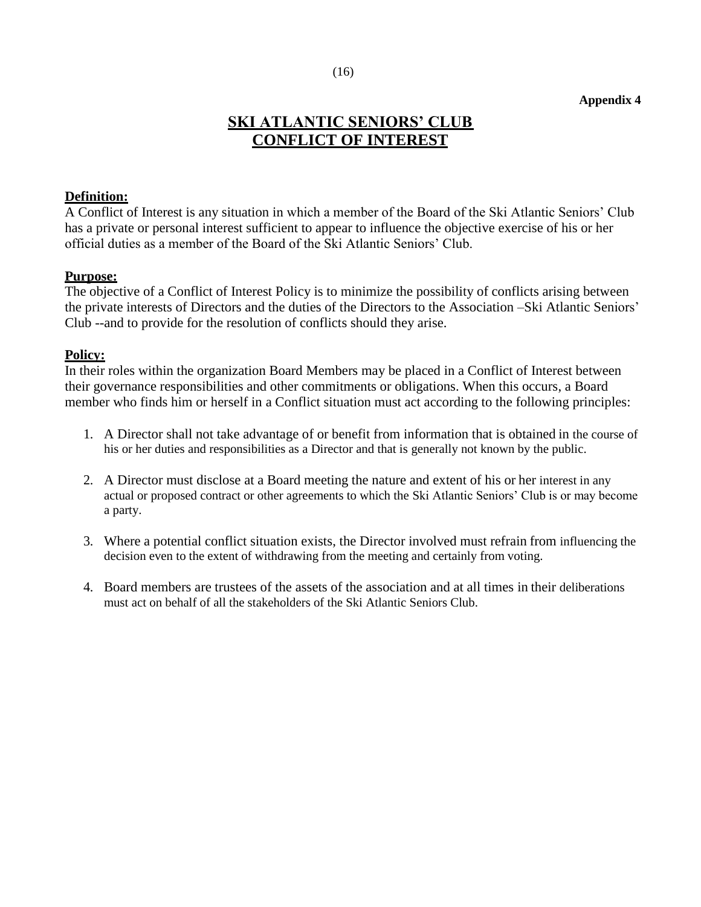**Appendix 4**

# SKI ATLANTIC SENIORS' CLUB CONFLICT OF INTEREST

**Definition:**
A Conflict of Interest is any situation in which a member of the Board of the Ski Atlantic Seniors' Club has a private or personal interest sufficient to appear to influence the objective exercise of his or her official duties as a member of the Board of the Ski Atlantic Seniors' Club.

**Purpose:**
The objective of a Conflict of Interest Policy is to minimize the possibility of conflicts arising between the private interests of Directors and the duties of the Directors to the Association –Ski Atlantic Seniors' Club --and to provide for the resolution of conflicts should they arise.

**Policy:**
In their roles within the organization Board Members may be placed in a Conflict of Interest between their governance responsibilities and other commitments or obligations. When this occurs, a Board member who finds him or herself in a Conflict situation must act according to the following principles:

1. A Director shall not take advantage of or benefit from information that is obtained in the course of his or her duties and responsibilities as a Director and that is generally not known by the public.

2. A Director must disclose at a Board meeting the nature and extent of his or her interest in any actual or proposed contract or other agreements to which the Ski Atlantic Seniors' Club is or may become a party.

3. Where a potential conflict situation exists, the Director involved must refrain from influencing the decision even to the extent of withdrawing from the meeting and certainly from voting.

4. Board members are trustees of the assets of the association and at all times in their deliberations must act on behalf of all the stakeholders of the Ski Atlantic Seniors Club.